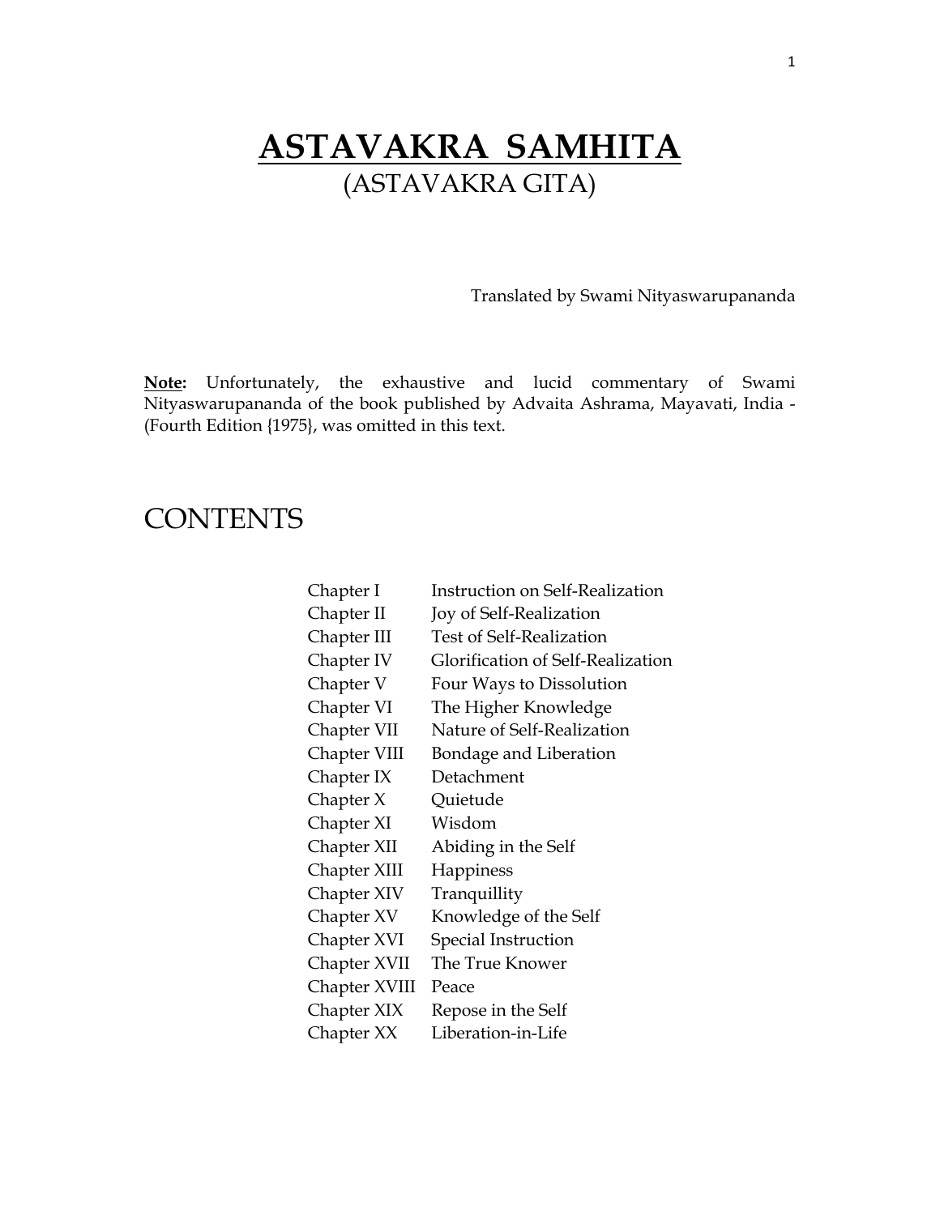# ASTAVAKRA SAMHITA

## (ASTAVAKRA GITA)

Translated by Swami Nityaswarupananda

**Note:** Unfortunately, the exhaustive and lucid commentary of Swami Nityaswarupananda of the book published by Advaita Ashrama, Mayavati, India - (Fourth Edition {1975}, was omitted in this text.

## CONTENTS

| | |
|---|---|
| Chapter I | Instruction on Self-Realization |
| Chapter II | Joy of Self-Realization |
| Chapter III | Test of Self-Realization |
| Chapter IV | Glorification of Self-Realization |
| Chapter V | Four Ways to Dissolution |
| Chapter VI | The Higher Knowledge |
| Chapter VII | Nature of Self-Realization |
| Chapter VIII | Bondage and Liberation |
| Chapter IX | Detachment |
| Chapter X | Quietude |
| Chapter XI | Wisdom |
| Chapter XII | Abiding in the Self |
| Chapter XIII | Happiness |
| Chapter XIV | Tranquillity |
| Chapter XV | Knowledge of the Self |
| Chapter XVI | Special Instruction |
| Chapter XVII | The True Knower |
| Chapter XVIII | Peace |
| Chapter XIX | Repose in the Self |
| Chapter XX | Liberation-in-Life |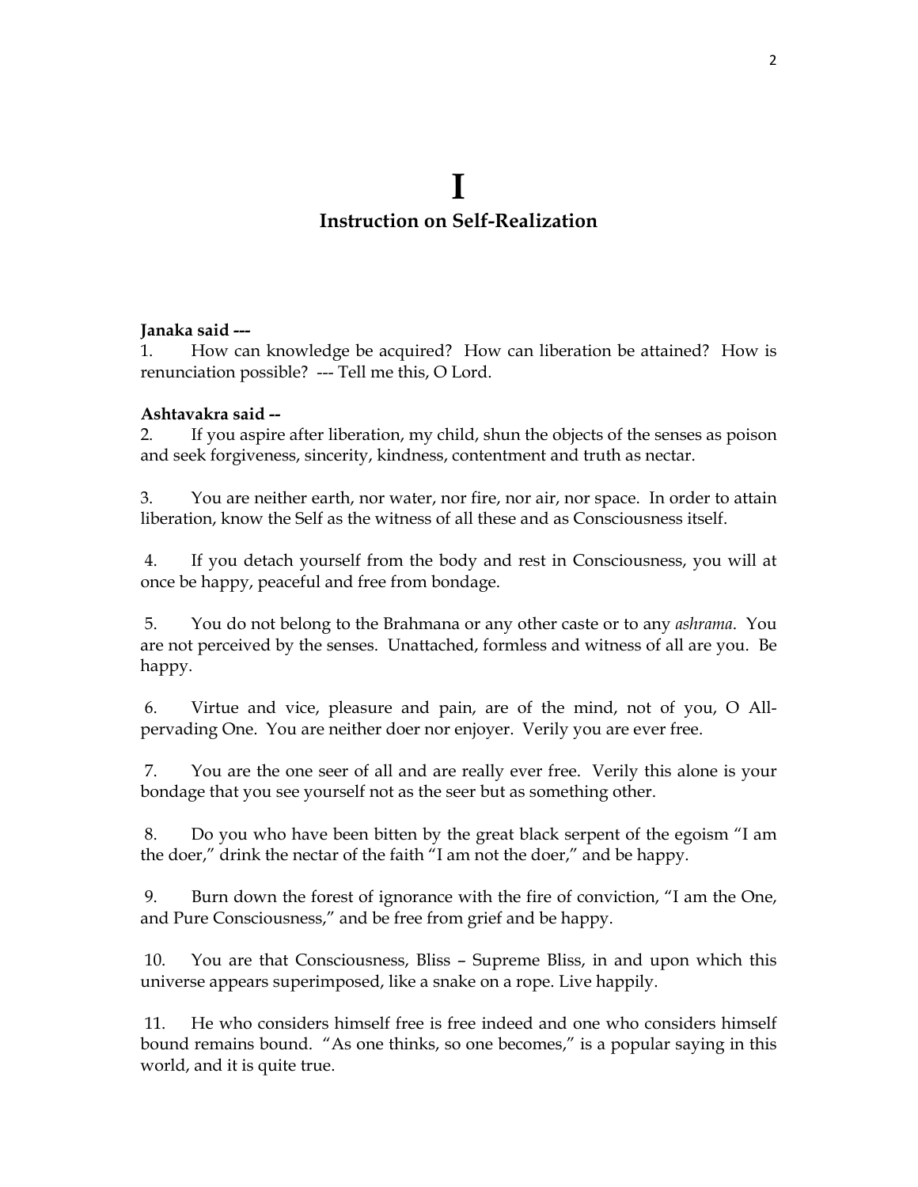# I

## Instruction on Self-Realization

**Janaka said ---**

1. How can knowledge be acquired? How can liberation be attained? How is renunciation possible? --- Tell me this, O Lord.

**Ashtavakra said --**

2. If you aspire after liberation, my child, shun the objects of the senses as poison and seek forgiveness, sincerity, kindness, contentment and truth as nectar.

3. You are neither earth, nor water, nor fire, nor air, nor space. In order to attain liberation, know the Self as the witness of all these and as Consciousness itself.

4. If you detach yourself from the body and rest in Consciousness, you will at once be happy, peaceful and free from bondage.

5. You do not belong to the Brahmana or any other caste or to any *ashrama*. You are not perceived by the senses. Unattached, formless and witness of all are you. Be happy.

6. Virtue and vice, pleasure and pain, are of the mind, not of you, O All-pervading One. You are neither doer nor enjoyer. Verily you are ever free.

7. You are the one seer of all and are really ever free. Verily this alone is your bondage that you see yourself not as the seer but as something other.

8. Do you who have been bitten by the great black serpent of the egoism "I am the doer," drink the nectar of the faith "I am not the doer," and be happy.

9. Burn down the forest of ignorance with the fire of conviction, "I am the One, and Pure Consciousness," and be free from grief and be happy.

10. You are that Consciousness, Bliss – Supreme Bliss, in and upon which this universe appears superimposed, like a snake on a rope. Live happily.

11. He who considers himself free is free indeed and one who considers himself bound remains bound. "As one thinks, so one becomes," is a popular saying in this world, and it is quite true.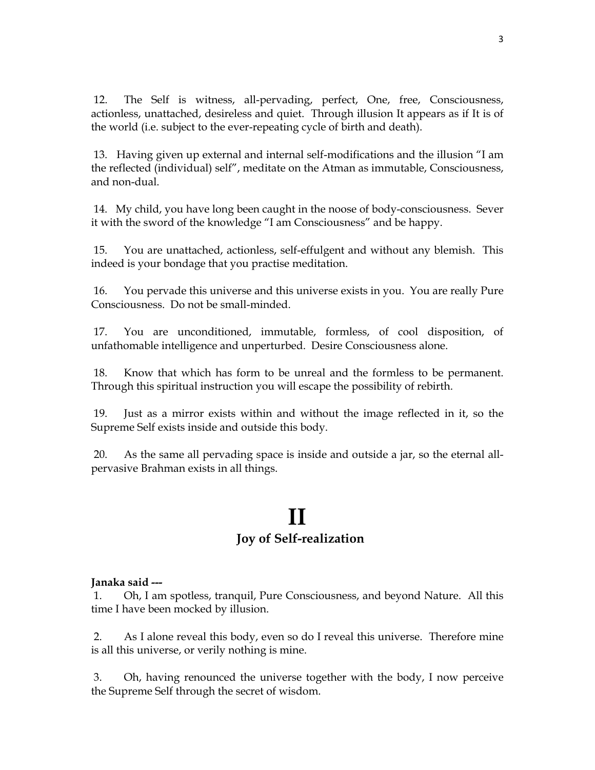12. The Self is witness, all-pervading, perfect, One, free, Consciousness, actionless, unattached, desireless and quiet. Through illusion It appears as if It is of the world (i.e. subject to the ever-repeating cycle of birth and death).

13. Having given up external and internal self-modifications and the illusion "I am the reflected (individual) self", meditate on the Atman as immutable, Consciousness, and non-dual.

14. My child, you have long been caught in the noose of body-consciousness. Sever it with the sword of the knowledge "I am Consciousness" and be happy.

15. You are unattached, actionless, self-effulgent and without any blemish. This indeed is your bondage that you practise meditation.

16. You pervade this universe and this universe exists in you. You are really Pure Consciousness. Do not be small-minded.

17. You are unconditioned, immutable, formless, of cool disposition, of unfathomable intelligence and unperturbed. Desire Consciousness alone.

18. Know that which has form to be unreal and the formless to be permanent. Through this spiritual instruction you will escape the possibility of rebirth.

19. Just as a mirror exists within and without the image reflected in it, so the Supreme Self exists inside and outside this body.

20. As the same all pervading space is inside and outside a jar, so the eternal all-pervasive Brahman exists in all things.

# II

## Joy of Self-realization

**Janaka said ---**

1. Oh, I am spotless, tranquil, Pure Consciousness, and beyond Nature. All this time I have been mocked by illusion.

2. As I alone reveal this body, even so do I reveal this universe. Therefore mine is all this universe, or verily nothing is mine.

3. Oh, having renounced the universe together with the body, I now perceive the Supreme Self through the secret of wisdom.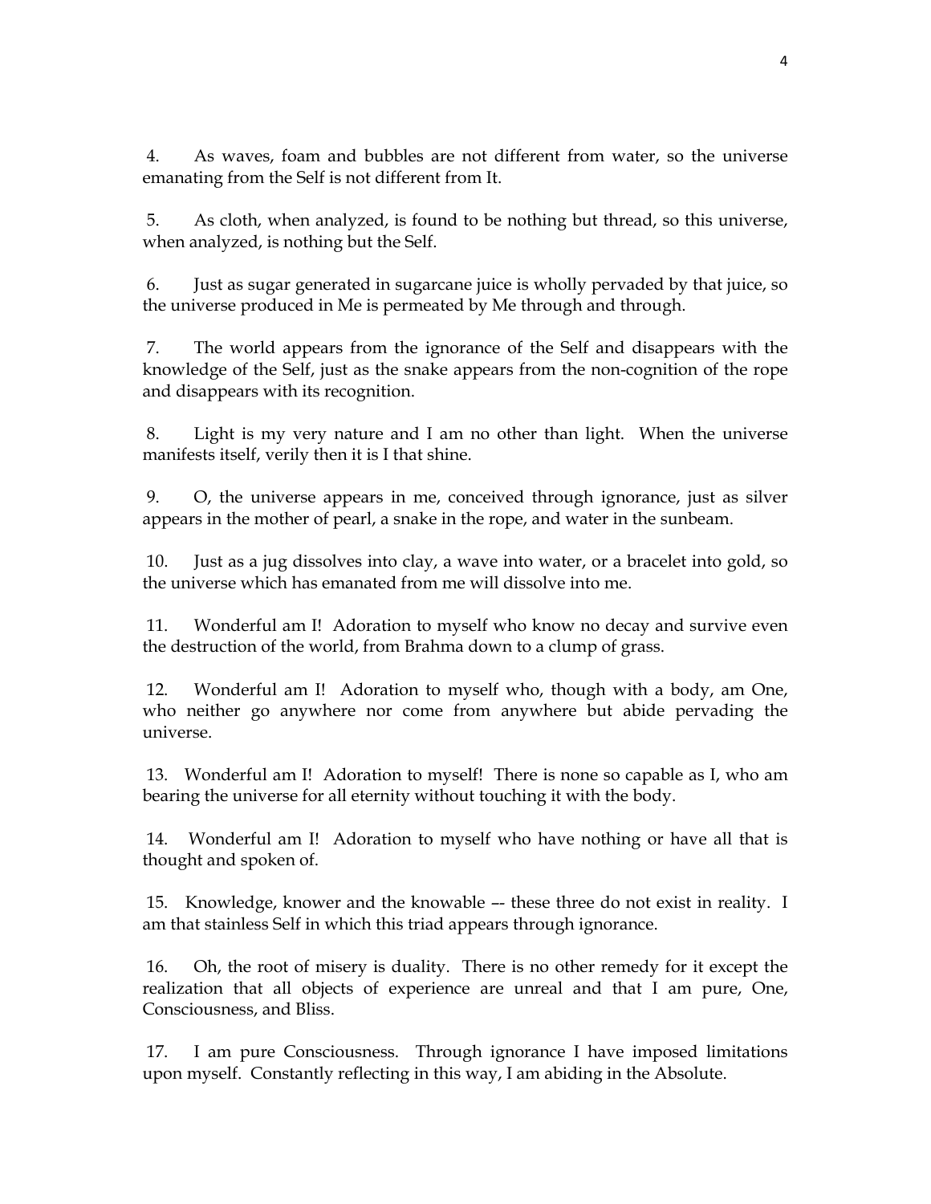4. As waves, foam and bubbles are not different from water, so the universe emanating from the Self is not different from It.

5. As cloth, when analyzed, is found to be nothing but thread, so this universe, when analyzed, is nothing but the Self.

6. Just as sugar generated in sugarcane juice is wholly pervaded by that juice, so the universe produced in Me is permeated by Me through and through.

7. The world appears from the ignorance of the Self and disappears with the knowledge of the Self, just as the snake appears from the non-cognition of the rope and disappears with its recognition.

8. Light is my very nature and I am no other than light. When the universe manifests itself, verily then it is I that shine.

9. O, the universe appears in me, conceived through ignorance, just as silver appears in the mother of pearl, a snake in the rope, and water in the sunbeam.

10. Just as a jug dissolves into clay, a wave into water, or a bracelet into gold, so the universe which has emanated from me will dissolve into me.

11. Wonderful am I! Adoration to myself who know no decay and survive even the destruction of the world, from Brahma down to a clump of grass.

12. Wonderful am I! Adoration to myself who, though with a body, am One, who neither go anywhere nor come from anywhere but abide pervading the universe.

13. Wonderful am I! Adoration to myself! There is none so capable as I, who am bearing the universe for all eternity without touching it with the body.

14. Wonderful am I! Adoration to myself who have nothing or have all that is thought and spoken of.

15. Knowledge, knower and the knowable –- these three do not exist in reality. I am that stainless Self in which this triad appears through ignorance.

16. Oh, the root of misery is duality. There is no other remedy for it except the realization that all objects of experience are unreal and that I am pure, One, Consciousness, and Bliss.

17. I am pure Consciousness. Through ignorance I have imposed limitations upon myself. Constantly reflecting in this way, I am abiding in the Absolute.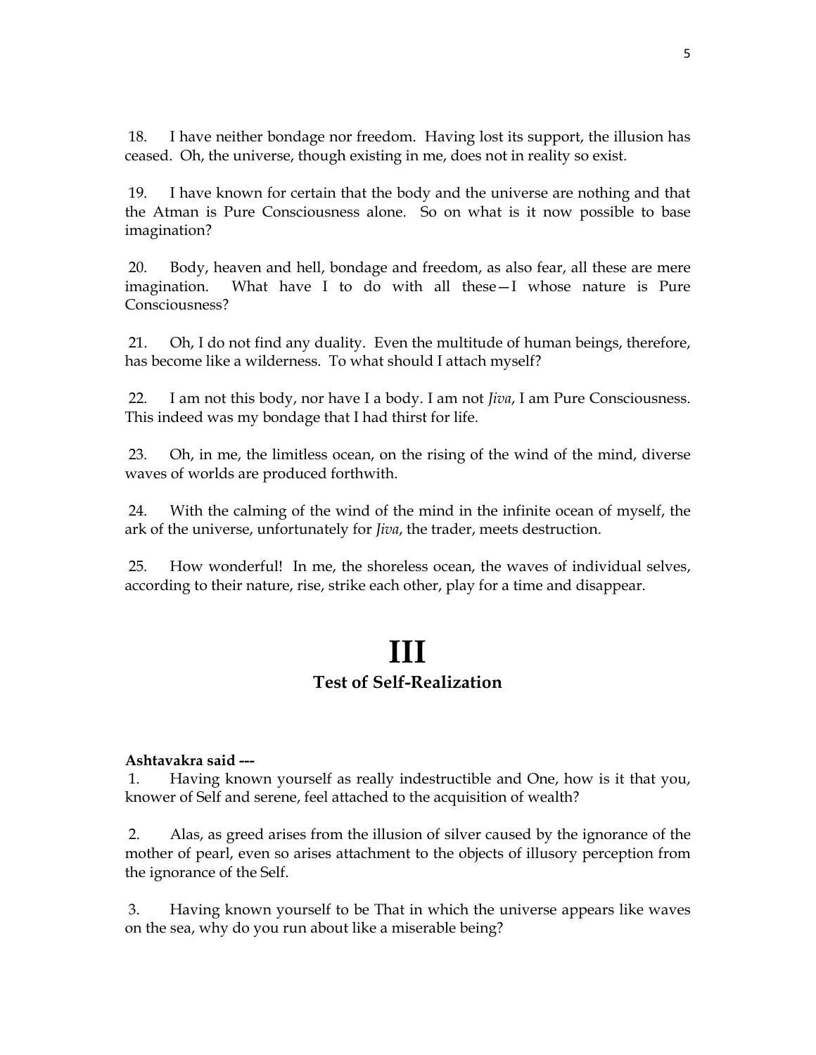18. I have neither bondage nor freedom. Having lost its support, the illusion has ceased. Oh, the universe, though existing in me, does not in reality so exist.

19. I have known for certain that the body and the universe are nothing and that the Atman is Pure Consciousness alone. So on what is it now possible to base imagination?

20. Body, heaven and hell, bondage and freedom, as also fear, all these are mere imagination. What have I to do with all these—I whose nature is Pure Consciousness?

21. Oh, I do not find any duality. Even the multitude of human beings, therefore, has become like a wilderness. To what should I attach myself?

22. I am not this body, nor have I a body. I am not *Jiva*, I am Pure Consciousness. This indeed was my bondage that I had thirst for life.

23. Oh, in me, the limitless ocean, on the rising of the wind of the mind, diverse waves of worlds are produced forthwith.

24. With the calming of the wind of the mind in the infinite ocean of myself, the ark of the universe, unfortunately for *Jiva*, the trader, meets destruction.

25. How wonderful! In me, the shoreless ocean, the waves of individual selves, according to their nature, rise, strike each other, play for a time and disappear.

# III

## Test of Self-Realization

**Ashtavakra said ---**

1. Having known yourself as really indestructible and One, how is it that you, knower of Self and serene, feel attached to the acquisition of wealth?

2. Alas, as greed arises from the illusion of silver caused by the ignorance of the mother of pearl, even so arises attachment to the objects of illusory perception from the ignorance of the Self.

3. Having known yourself to be That in which the universe appears like waves on the sea, why do you run about like a miserable being?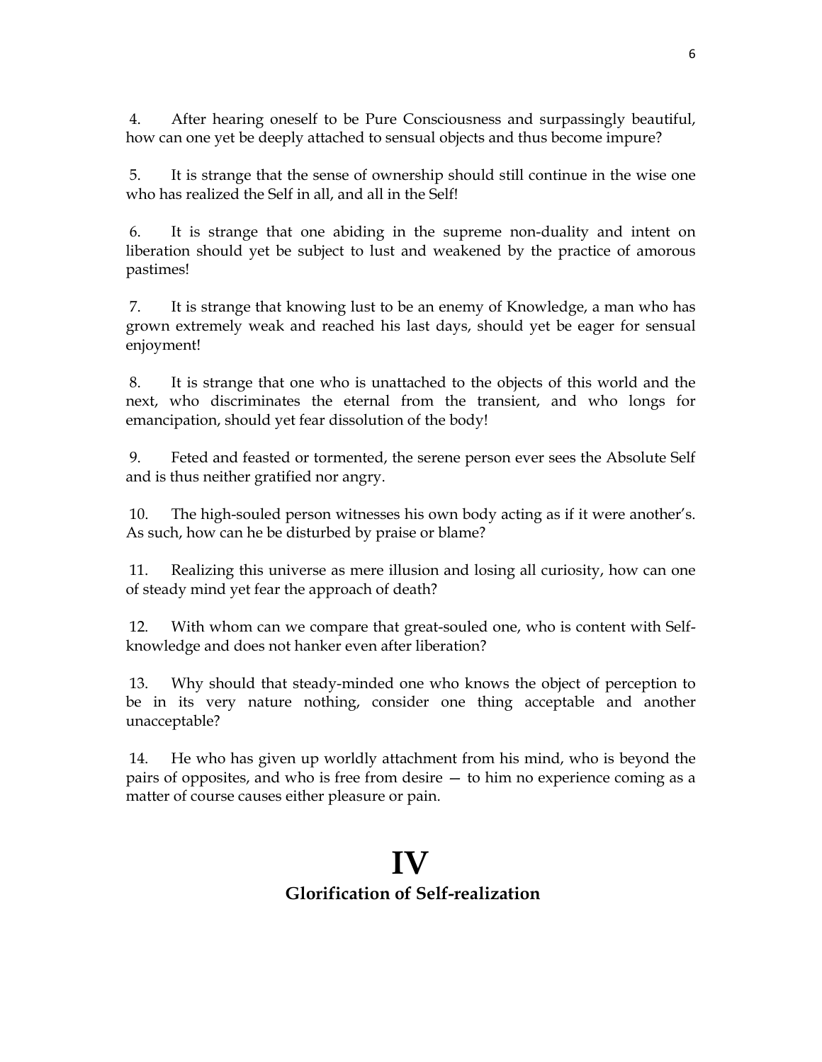4. After hearing oneself to be Pure Consciousness and surpassingly beautiful, how can one yet be deeply attached to sensual objects and thus become impure?

5. It is strange that the sense of ownership should still continue in the wise one who has realized the Self in all, and all in the Self!

6. It is strange that one abiding in the supreme non-duality and intent on liberation should yet be subject to lust and weakened by the practice of amorous pastimes!

7. It is strange that knowing lust to be an enemy of Knowledge, a man who has grown extremely weak and reached his last days, should yet be eager for sensual enjoyment!

8. It is strange that one who is unattached to the objects of this world and the next, who discriminates the eternal from the transient, and who longs for emancipation, should yet fear dissolution of the body!

9. Feted and feasted or tormented, the serene person ever sees the Absolute Self and is thus neither gratified nor angry.

10. The high-souled person witnesses his own body acting as if it were another's. As such, how can he be disturbed by praise or blame?

11. Realizing this universe as mere illusion and losing all curiosity, how can one of steady mind yet fear the approach of death?

12. With whom can we compare that great-souled one, who is content with Self-knowledge and does not hanker even after liberation?

13. Why should that steady-minded one who knows the object of perception to be in its very nature nothing, consider one thing acceptable and another unacceptable?

14. He who has given up worldly attachment from his mind, who is beyond the pairs of opposites, and who is free from desire — to him no experience coming as a matter of course causes either pleasure or pain.

# IV

## Glorification of Self-realization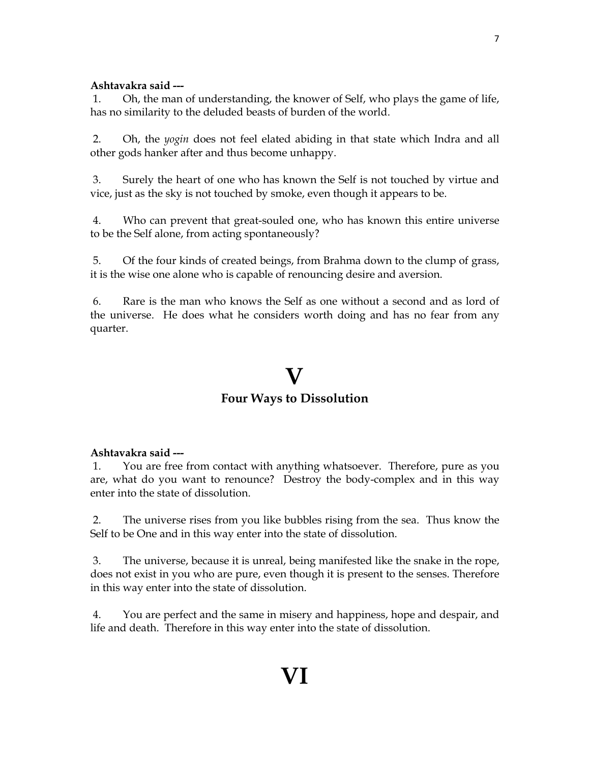**Ashtavakra said ---**

1. Oh, the man of understanding, the knower of Self, who plays the game of life, has no similarity to the deluded beasts of burden of the world.

2. Oh, the *yogin* does not feel elated abiding in that state which Indra and all other gods hanker after and thus become unhappy.

3. Surely the heart of one who has known the Self is not touched by virtue and vice, just as the sky is not touched by smoke, even though it appears to be.

4. Who can prevent that great-souled one, who has known this entire universe to be the Self alone, from acting spontaneously?

5. Of the four kinds of created beings, from Brahma down to the clump of grass, it is the wise one alone who is capable of renouncing desire and aversion.

6. Rare is the man who knows the Self as one without a second and as lord of the universe. He does what he considers worth doing and has no fear from any quarter.

# V

## Four Ways to Dissolution

**Ashtavakra said ---**

1. You are free from contact with anything whatsoever. Therefore, pure as you are, what do you want to renounce? Destroy the body-complex and in this way enter into the state of dissolution.

2. The universe rises from you like bubbles rising from the sea. Thus know the Self to be One and in this way enter into the state of dissolution.

3. The universe, because it is unreal, being manifested like the snake in the rope, does not exist in you who are pure, even though it is present to the senses. Therefore in this way enter into the state of dissolution.

4. You are perfect and the same in misery and happiness, hope and despair, and life and death. Therefore in this way enter into the state of dissolution.

# VI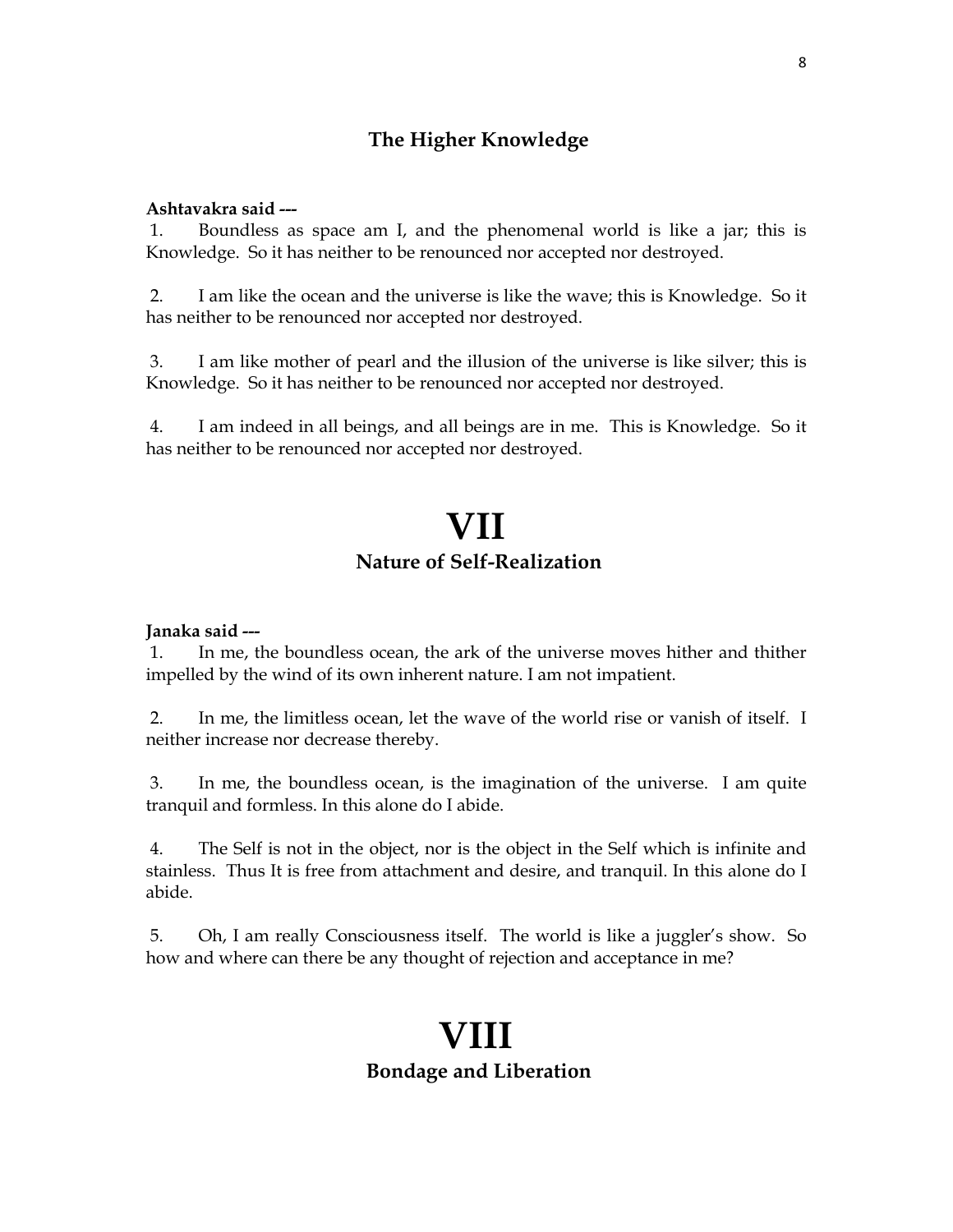### The Higher Knowledge

**Ashtavakra said ---**

1. Boundless as space am I, and the phenomenal world is like a jar; this is Knowledge. So it has neither to be renounced nor accepted nor destroyed.

2. I am like the ocean and the universe is like the wave; this is Knowledge. So it has neither to be renounced nor accepted nor destroyed.

3. I am like mother of pearl and the illusion of the universe is like silver; this is Knowledge. So it has neither to be renounced nor accepted nor destroyed.

4. I am indeed in all beings, and all beings are in me. This is Knowledge. So it has neither to be renounced nor accepted nor destroyed.

# VII

### Nature of Self-Realization

**Janaka said ---**

1. In me, the boundless ocean, the ark of the universe moves hither and thither impelled by the wind of its own inherent nature. I am not impatient.

2. In me, the limitless ocean, let the wave of the world rise or vanish of itself. I neither increase nor decrease thereby.

3. In me, the boundless ocean, is the imagination of the universe. I am quite tranquil and formless. In this alone do I abide.

4. The Self is not in the object, nor is the object in the Self which is infinite and stainless. Thus It is free from attachment and desire, and tranquil. In this alone do I abide.

5. Oh, I am really Consciousness itself. The world is like a juggler's show. So how and where can there be any thought of rejection and acceptance in me?

# VIII

### Bondage and Liberation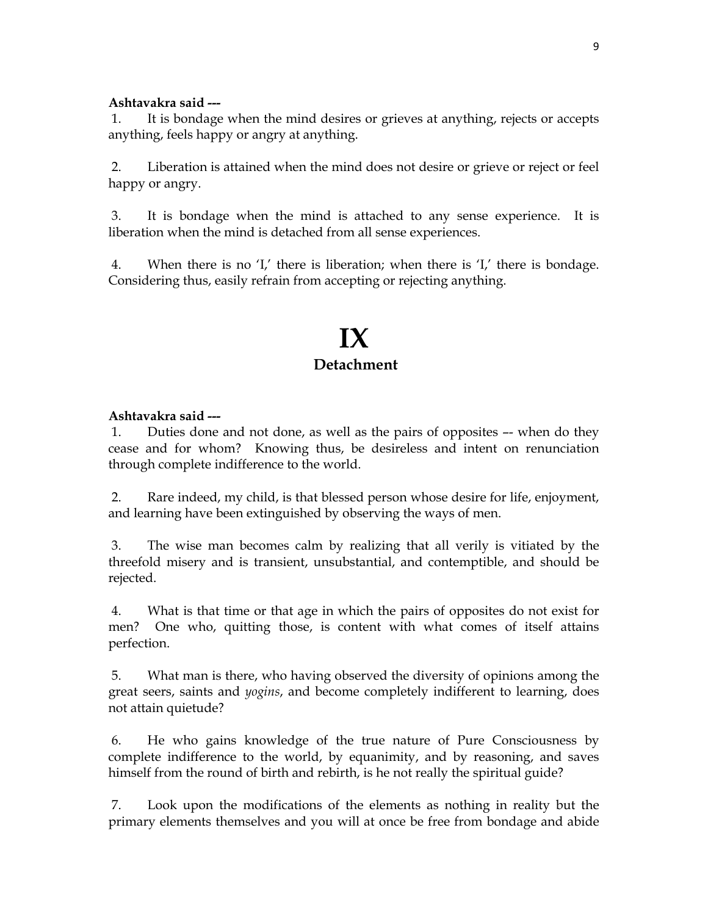**Ashtavakra said ---**

1. It is bondage when the mind desires or grieves at anything, rejects or accepts anything, feels happy or angry at anything.

2. Liberation is attained when the mind does not desire or grieve or reject or feel happy or angry.

3. It is bondage when the mind is attached to any sense experience. It is liberation when the mind is detached from all sense experiences.

4. When there is no 'I,' there is liberation; when there is 'I,' there is bondage. Considering thus, easily refrain from accepting or rejecting anything.

# IX

## Detachment

**Ashtavakra said ---**

1. Duties done and not done, as well as the pairs of opposites –- when do they cease and for whom? Knowing thus, be desireless and intent on renunciation through complete indifference to the world.

2. Rare indeed, my child, is that blessed person whose desire for life, enjoyment, and learning have been extinguished by observing the ways of men.

3. The wise man becomes calm by realizing that all verily is vitiated by the threefold misery and is transient, unsubstantial, and contemptible, and should be rejected.

4. What is that time or that age in which the pairs of opposites do not exist for men? One who, quitting those, is content with what comes of itself attains perfection.

5. What man is there, who having observed the diversity of opinions among the great seers, saints and *yogins*, and become completely indifferent to learning, does not attain quietude?

6. He who gains knowledge of the true nature of Pure Consciousness by complete indifference to the world, by equanimity, and by reasoning, and saves himself from the round of birth and rebirth, is he not really the spiritual guide?

7. Look upon the modifications of the elements as nothing in reality but the primary elements themselves and you will at once be free from bondage and abide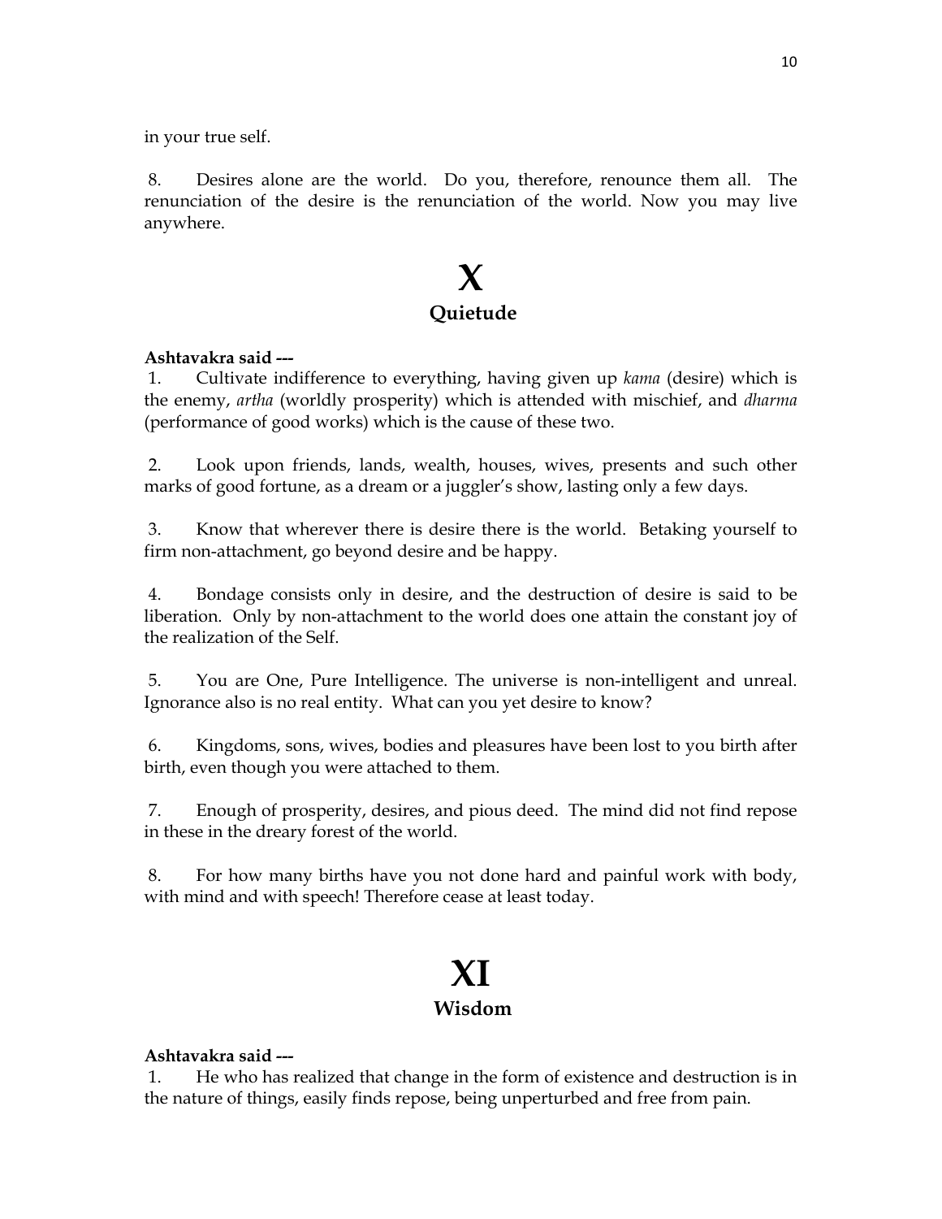in your true self.

8. Desires alone are the world. Do you, therefore, renounce them all. The renunciation of the desire is the renunciation of the world. Now you may live anywhere.

# X

## Quietude

**Ashtavakra said ---**

1. Cultivate indifference to everything, having given up *kama* (desire) which is the enemy, *artha* (worldly prosperity) which is attended with mischief, and *dharma* (performance of good works) which is the cause of these two.

2. Look upon friends, lands, wealth, houses, wives, presents and such other marks of good fortune, as a dream or a juggler's show, lasting only a few days.

3. Know that wherever there is desire there is the world. Betaking yourself to firm non-attachment, go beyond desire and be happy.

4. Bondage consists only in desire, and the destruction of desire is said to be liberation. Only by non-attachment to the world does one attain the constant joy of the realization of the Self.

5. You are One, Pure Intelligence. The universe is non-intelligent and unreal. Ignorance also is no real entity. What can you yet desire to know?

6. Kingdoms, sons, wives, bodies and pleasures have been lost to you birth after birth, even though you were attached to them.

7. Enough of prosperity, desires, and pious deed. The mind did not find repose in these in the dreary forest of the world.

8. For how many births have you not done hard and painful work with body, with mind and with speech! Therefore cease at least today.

# XI

## Wisdom

**Ashtavakra said ---**

1. He who has realized that change in the form of existence and destruction is in the nature of things, easily finds repose, being unperturbed and free from pain.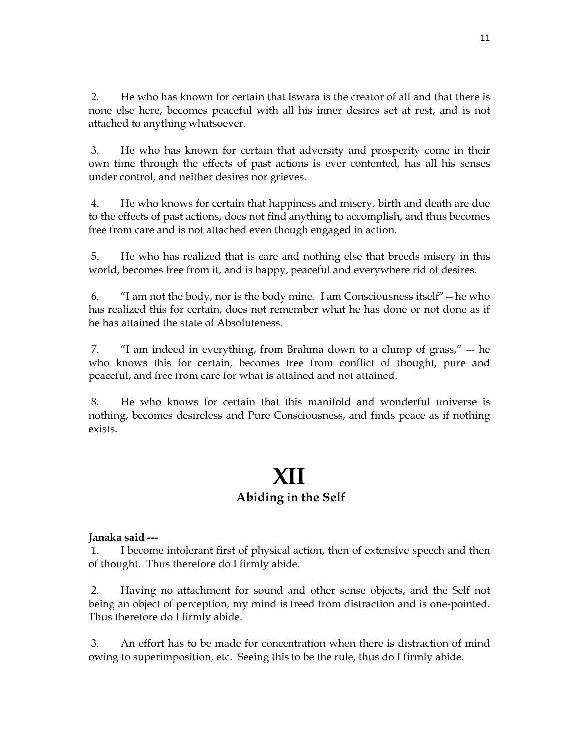2. He who has known for certain that Iswara is the creator of all and that there is none else here, becomes peaceful with all his inner desires set at rest, and is not attached to anything whatsoever.

3. He who has known for certain that adversity and prosperity come in their own time through the effects of past actions is ever contented, has all his senses under control, and neither desires nor grieves.

4. He who knows for certain that happiness and misery, birth and death are due to the effects of past actions, does not find anything to accomplish, and thus becomes free from care and is not attached even though engaged in action.

5. He who has realized that is care and nothing else that breeds misery in this world, becomes free from it, and is happy, peaceful and everywhere rid of desires.

6. "I am not the body, nor is the body mine. I am Consciousness itself"—he who has realized this for certain, does not remember what he has done or not done as if he has attained the state of Absoluteness.

7. "I am indeed in everything, from Brahma down to a clump of grass," –- he who knows this for certain, becomes free from conflict of thought, pure and peaceful, and free from care for what is attained and not attained.

8. He who knows for certain that this manifold and wonderful universe is nothing, becomes desireless and Pure Consciousness, and finds peace as if nothing exists.

# XII

## Abiding in the Self

**Janaka said ---**

1. I become intolerant first of physical action, then of extensive speech and then of thought. Thus therefore do I firmly abide.

2. Having no attachment for sound and other sense objects, and the Self not being an object of perception, my mind is freed from distraction and is one-pointed. Thus therefore do I firmly abide.

3. An effort has to be made for concentration when there is distraction of mind owing to superimposition, etc. Seeing this to be the rule, thus do I firmly abide.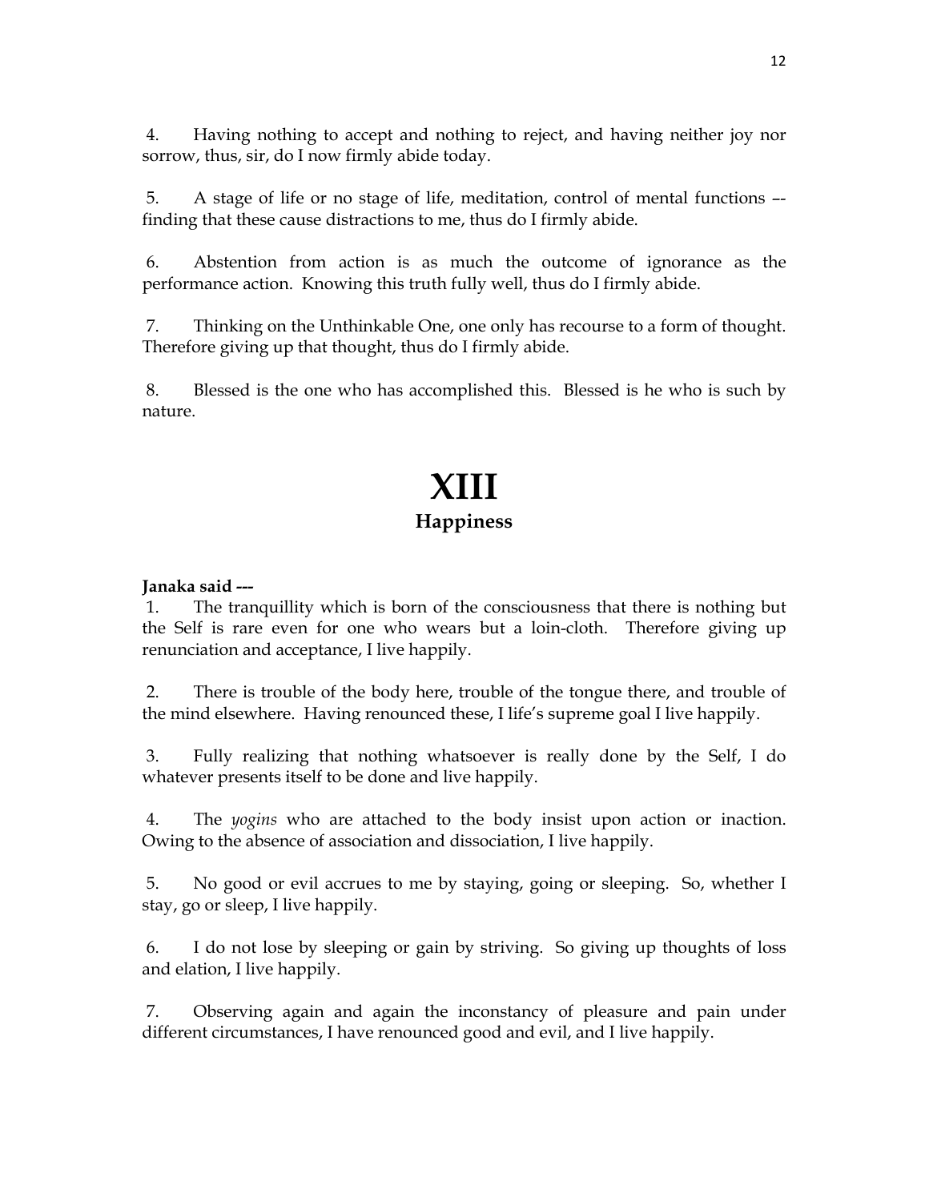4. Having nothing to accept and nothing to reject, and having neither joy nor sorrow, thus, sir, do I now firmly abide today.

5. A stage of life or no stage of life, meditation, control of mental functions –- finding that these cause distractions to me, thus do I firmly abide.

6. Abstention from action is as much the outcome of ignorance as the performance action. Knowing this truth fully well, thus do I firmly abide.

7. Thinking on the Unthinkable One, one only has recourse to a form of thought. Therefore giving up that thought, thus do I firmly abide.

8. Blessed is the one who has accomplished this. Blessed is he who is such by nature.

# XIII

## Happiness

**Janaka said ---**

1. The tranquillity which is born of the consciousness that there is nothing but the Self is rare even for one who wears but a loin-cloth. Therefore giving up renunciation and acceptance, I live happily.

2. There is trouble of the body here, trouble of the tongue there, and trouble of the mind elsewhere. Having renounced these, I life's supreme goal I live happily.

3. Fully realizing that nothing whatsoever is really done by the Self, I do whatever presents itself to be done and live happily.

4. The *yogins* who are attached to the body insist upon action or inaction. Owing to the absence of association and dissociation, I live happily.

5. No good or evil accrues to me by staying, going or sleeping. So, whether I stay, go or sleep, I live happily.

6. I do not lose by sleeping or gain by striving. So giving up thoughts of loss and elation, I live happily.

7. Observing again and again the inconstancy of pleasure and pain under different circumstances, I have renounced good and evil, and I live happily.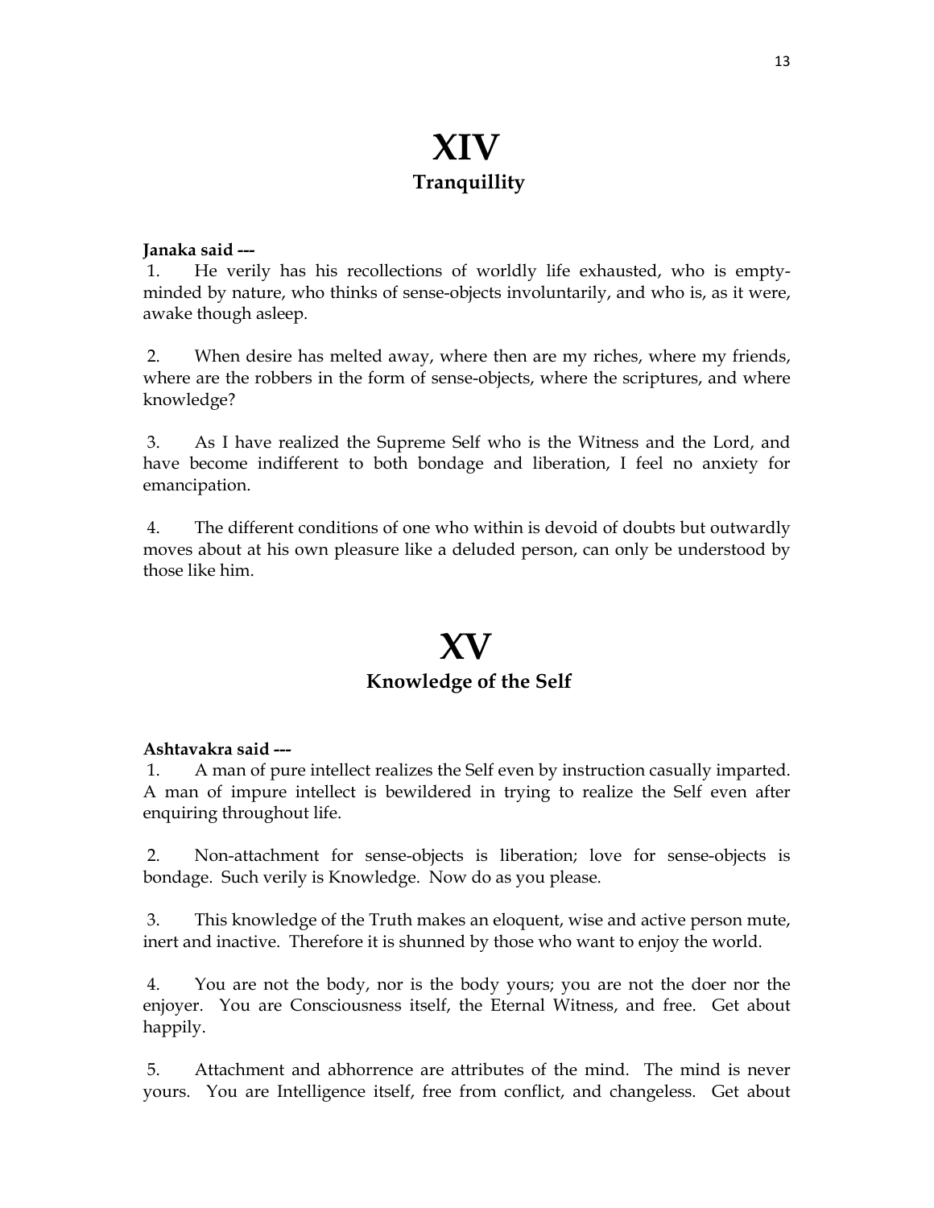# XIV
## Tranquillity

**Janaka said ---**

1. He verily has his recollections of worldly life exhausted, who is empty-minded by nature, who thinks of sense-objects involuntarily, and who is, as it were, awake though asleep.

2. When desire has melted away, where then are my riches, where my friends, where are the robbers in the form of sense-objects, where the scriptures, and where knowledge?

3. As I have realized the Supreme Self who is the Witness and the Lord, and have become indifferent to both bondage and liberation, I feel no anxiety for emancipation.

4. The different conditions of one who within is devoid of doubts but outwardly moves about at his own pleasure like a deluded person, can only be understood by those like him.

# XV
## Knowledge of the Self

**Ashtavakra said ---**

1. A man of pure intellect realizes the Self even by instruction casually imparted. A man of impure intellect is bewildered in trying to realize the Self even after enquiring throughout life.

2. Non-attachment for sense-objects is liberation; love for sense-objects is bondage. Such verily is Knowledge. Now do as you please.

3. This knowledge of the Truth makes an eloquent, wise and active person mute, inert and inactive. Therefore it is shunned by those who want to enjoy the world.

4. You are not the body, nor is the body yours; you are not the doer nor the enjoyer. You are Consciousness itself, the Eternal Witness, and free. Get about happily.

5. Attachment and abhorrence are attributes of the mind. The mind is never yours. You are Intelligence itself, free from conflict, and changeless. Get about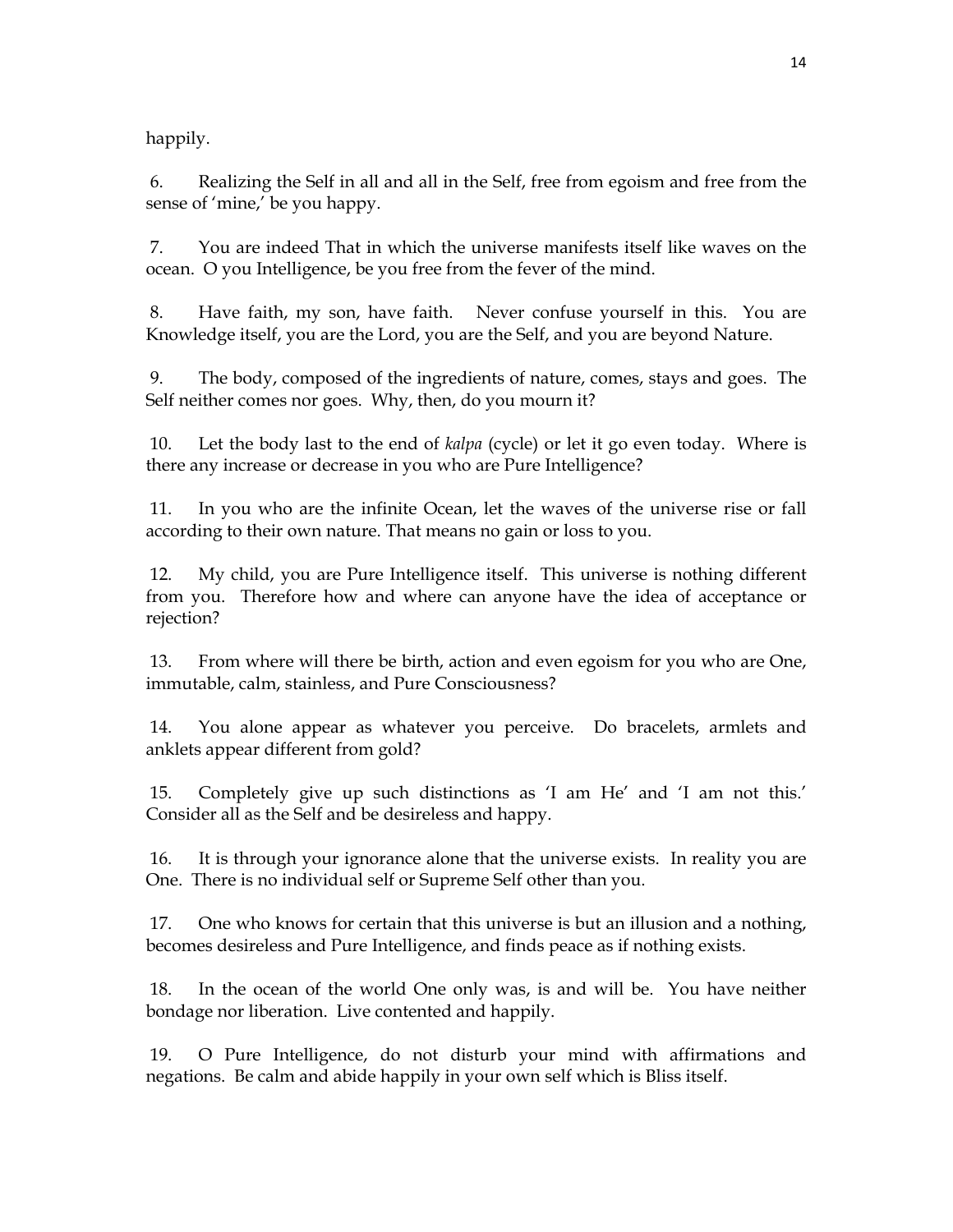happily.

6. Realizing the Self in all and all in the Self, free from egoism and free from the sense of 'mine,' be you happy.

7. You are indeed That in which the universe manifests itself like waves on the ocean. O you Intelligence, be you free from the fever of the mind.

8. Have faith, my son, have faith. Never confuse yourself in this. You are Knowledge itself, you are the Lord, you are the Self, and you are beyond Nature.

9. The body, composed of the ingredients of nature, comes, stays and goes. The Self neither comes nor goes. Why, then, do you mourn it?

10. Let the body last to the end of *kalpa* (cycle) or let it go even today. Where is there any increase or decrease in you who are Pure Intelligence?

11. In you who are the infinite Ocean, let the waves of the universe rise or fall according to their own nature. That means no gain or loss to you.

12. My child, you are Pure Intelligence itself. This universe is nothing different from you. Therefore how and where can anyone have the idea of acceptance or rejection?

13. From where will there be birth, action and even egoism for you who are One, immutable, calm, stainless, and Pure Consciousness?

14. You alone appear as whatever you perceive. Do bracelets, armlets and anklets appear different from gold?

15. Completely give up such distinctions as 'I am He' and 'I am not this.' Consider all as the Self and be desireless and happy.

16. It is through your ignorance alone that the universe exists. In reality you are One. There is no individual self or Supreme Self other than you.

17. One who knows for certain that this universe is but an illusion and a nothing, becomes desireless and Pure Intelligence, and finds peace as if nothing exists.

18. In the ocean of the world One only was, is and will be. You have neither bondage nor liberation. Live contented and happily.

19. O Pure Intelligence, do not disturb your mind with affirmations and negations. Be calm and abide happily in your own self which is Bliss itself.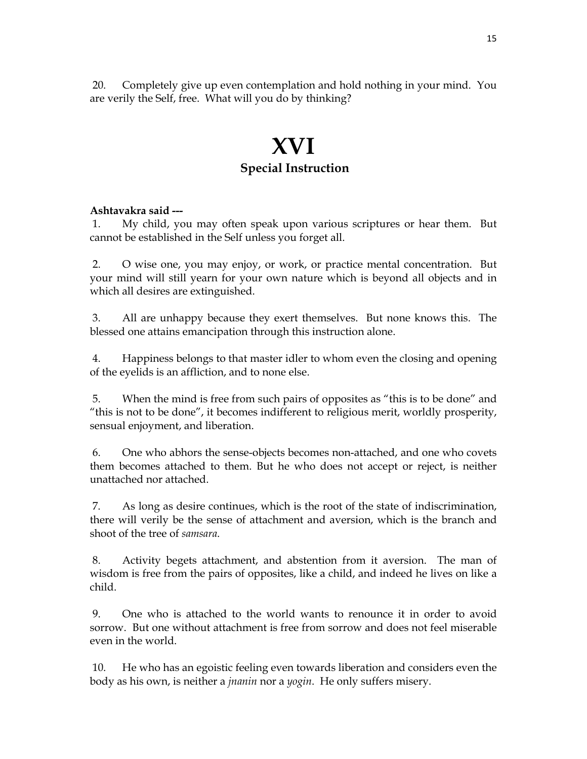20. Completely give up even contemplation and hold nothing in your mind. You are verily the Self, free. What will you do by thinking?

# XVI

## Special Instruction

**Ashtavakra said ---**

1. My child, you may often speak upon various scriptures or hear them. But cannot be established in the Self unless you forget all.

2. O wise one, you may enjoy, or work, or practice mental concentration. But your mind will still yearn for your own nature which is beyond all objects and in which all desires are extinguished.

3. All are unhappy because they exert themselves. But none knows this. The blessed one attains emancipation through this instruction alone.

4. Happiness belongs to that master idler to whom even the closing and opening of the eyelids is an affliction, and to none else.

5. When the mind is free from such pairs of opposites as "this is to be done" and "this is not to be done", it becomes indifferent to religious merit, worldly prosperity, sensual enjoyment, and liberation.

6. One who abhors the sense-objects becomes non-attached, and one who covets them becomes attached to them. But he who does not accept or reject, is neither unattached nor attached.

7. As long as desire continues, which is the root of the state of indiscrimination, there will verily be the sense of attachment and aversion, which is the branch and shoot of the tree of *samsara*.

8. Activity begets attachment, and abstention from it aversion. The man of wisdom is free from the pairs of opposites, like a child, and indeed he lives on like a child.

9. One who is attached to the world wants to renounce it in order to avoid sorrow. But one without attachment is free from sorrow and does not feel miserable even in the world.

10. He who has an egoistic feeling even towards liberation and considers even the body as his own, is neither a *jnanin* nor a *yogin*. He only suffers misery.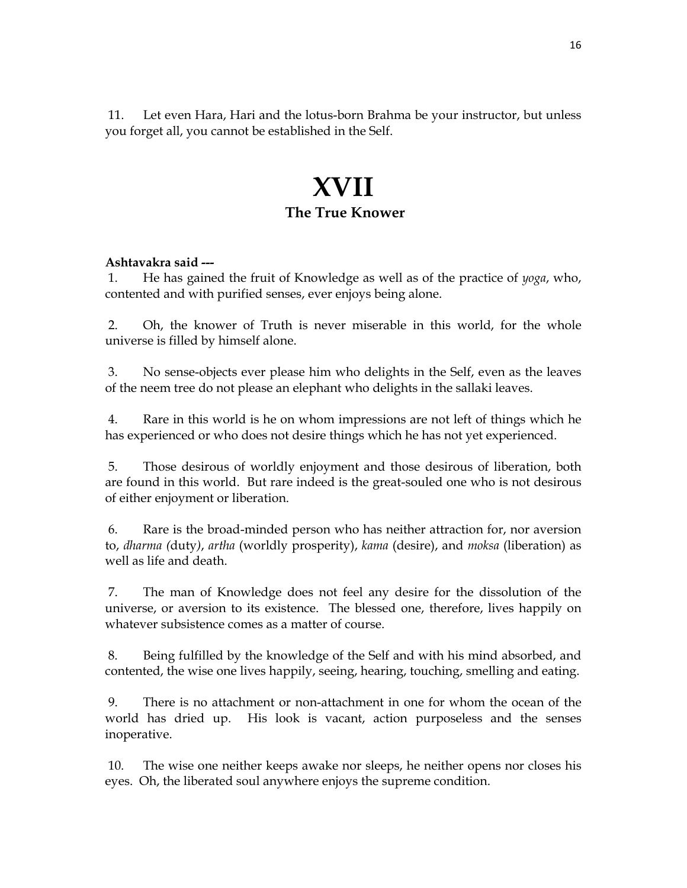11. Let even Hara, Hari and the lotus-born Brahma be your instructor, but unless you forget all, you cannot be established in the Self.

# XVII

## The True Knower

**Ashtavakra said ---**

1. He has gained the fruit of Knowledge as well as of the practice of *yoga*, who, contented and with purified senses, ever enjoys being alone.

2. Oh, the knower of Truth is never miserable in this world, for the whole universe is filled by himself alone.

3. No sense-objects ever please him who delights in the Self, even as the leaves of the neem tree do not please an elephant who delights in the sallaki leaves.

4. Rare in this world is he on whom impressions are not left of things which he has experienced or who does not desire things which he has not yet experienced.

5. Those desirous of worldly enjoyment and those desirous of liberation, both are found in this world. But rare indeed is the great-souled one who is not desirous of either enjoyment or liberation.

6. Rare is the broad-minded person who has neither attraction for, nor aversion to, *dharma* (duty), *artha* (worldly prosperity), *kama* (desire), and *moksa* (liberation) as well as life and death.

7. The man of Knowledge does not feel any desire for the dissolution of the universe, or aversion to its existence. The blessed one, therefore, lives happily on whatever subsistence comes as a matter of course.

8. Being fulfilled by the knowledge of the Self and with his mind absorbed, and contented, the wise one lives happily, seeing, hearing, touching, smelling and eating.

9. There is no attachment or non-attachment in one for whom the ocean of the world has dried up. His look is vacant, action purposeless and the senses inoperative.

10. The wise one neither keeps awake nor sleeps, he neither opens nor closes his eyes. Oh, the liberated soul anywhere enjoys the supreme condition.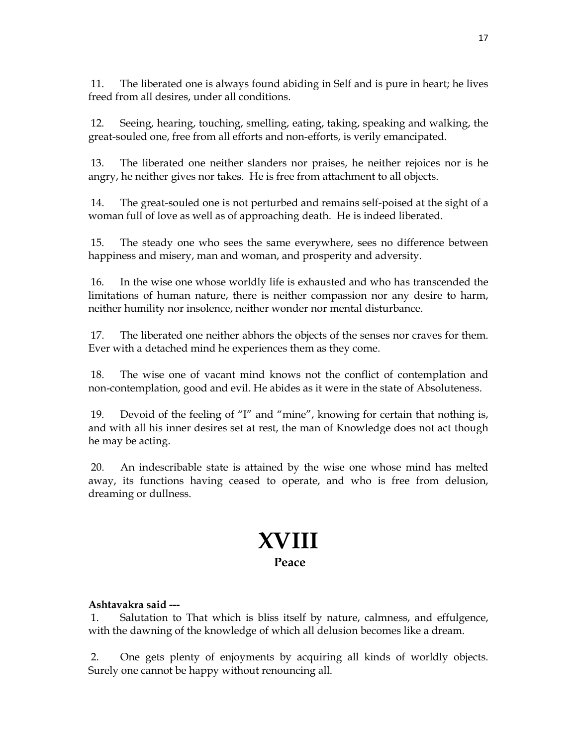11. The liberated one is always found abiding in Self and is pure in heart; he lives freed from all desires, under all conditions.

12. Seeing, hearing, touching, smelling, eating, taking, speaking and walking, the great-souled one, free from all efforts and non-efforts, is verily emancipated.

13. The liberated one neither slanders nor praises, he neither rejoices nor is he angry, he neither gives nor takes. He is free from attachment to all objects.

14. The great-souled one is not perturbed and remains self-poised at the sight of a woman full of love as well as of approaching death. He is indeed liberated.

15. The steady one who sees the same everywhere, sees no difference between happiness and misery, man and woman, and prosperity and adversity.

16. In the wise one whose worldly life is exhausted and who has transcended the limitations of human nature, there is neither compassion nor any desire to harm, neither humility nor insolence, neither wonder nor mental disturbance.

17. The liberated one neither abhors the objects of the senses nor craves for them. Ever with a detached mind he experiences them as they come.

18. The wise one of vacant mind knows not the conflict of contemplation and non-contemplation, good and evil. He abides as it were in the state of Absoluteness.

19. Devoid of the feeling of "I" and "mine", knowing for certain that nothing is, and with all his inner desires set at rest, the man of Knowledge does not act though he may be acting.

20. An indescribable state is attained by the wise one whose mind has melted away, its functions having ceased to operate, and who is free from delusion, dreaming or dullness.

# XVIII

## Peace

**Ashtavakra said ---**

1. Salutation to That which is bliss itself by nature, calmness, and effulgence, with the dawning of the knowledge of which all delusion becomes like a dream.

2. One gets plenty of enjoyments by acquiring all kinds of worldly objects. Surely one cannot be happy without renouncing all.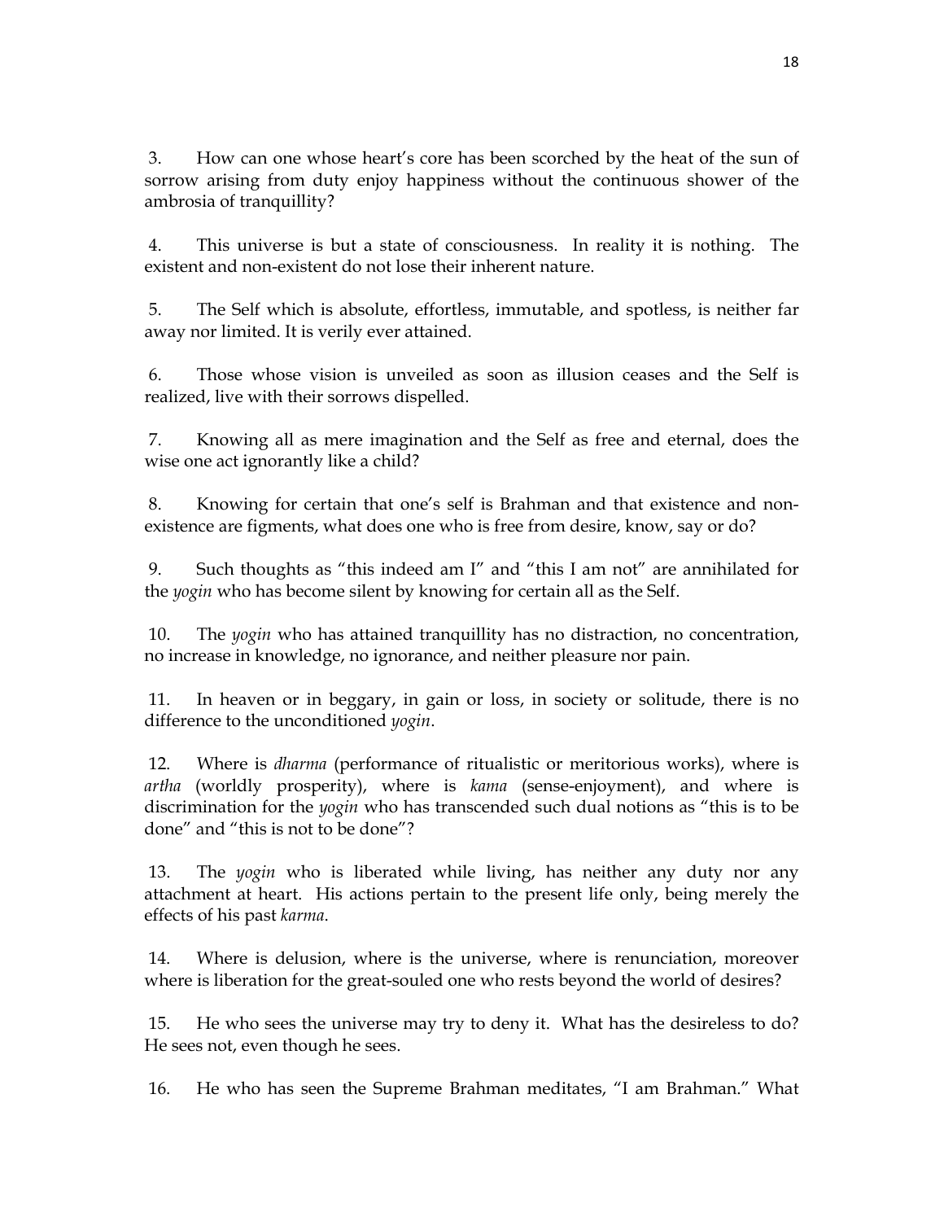3. How can one whose heart's core has been scorched by the heat of the sun of sorrow arising from duty enjoy happiness without the continuous shower of the ambrosia of tranquillity?

4. This universe is but a state of consciousness. In reality it is nothing. The existent and non-existent do not lose their inherent nature.

5. The Self which is absolute, effortless, immutable, and spotless, is neither far away nor limited. It is verily ever attained.

6. Those whose vision is unveiled as soon as illusion ceases and the Self is realized, live with their sorrows dispelled.

7. Knowing all as mere imagination and the Self as free and eternal, does the wise one act ignorantly like a child?

8. Knowing for certain that one's self is Brahman and that existence and non-existence are figments, what does one who is free from desire, know, say or do?

9. Such thoughts as "this indeed am I" and "this I am not" are annihilated for the *yogin* who has become silent by knowing for certain all as the Self.

10. The *yogin* who has attained tranquillity has no distraction, no concentration, no increase in knowledge, no ignorance, and neither pleasure nor pain.

11. In heaven or in beggary, in gain or loss, in society or solitude, there is no difference to the unconditioned *yogin*.

12. Where is *dharma* (performance of ritualistic or meritorious works), where is *artha* (worldly prosperity), where is *kama* (sense-enjoyment), and where is discrimination for the *yogin* who has transcended such dual notions as "this is to be done" and "this is not to be done"?

13. The *yogin* who is liberated while living, has neither any duty nor any attachment at heart. His actions pertain to the present life only, being merely the effects of his past *karma*.

14. Where is delusion, where is the universe, where is renunciation, moreover where is liberation for the great-souled one who rests beyond the world of desires?

15. He who sees the universe may try to deny it. What has the desireless to do? He sees not, even though he sees.

16. He who has seen the Supreme Brahman meditates, "I am Brahman." What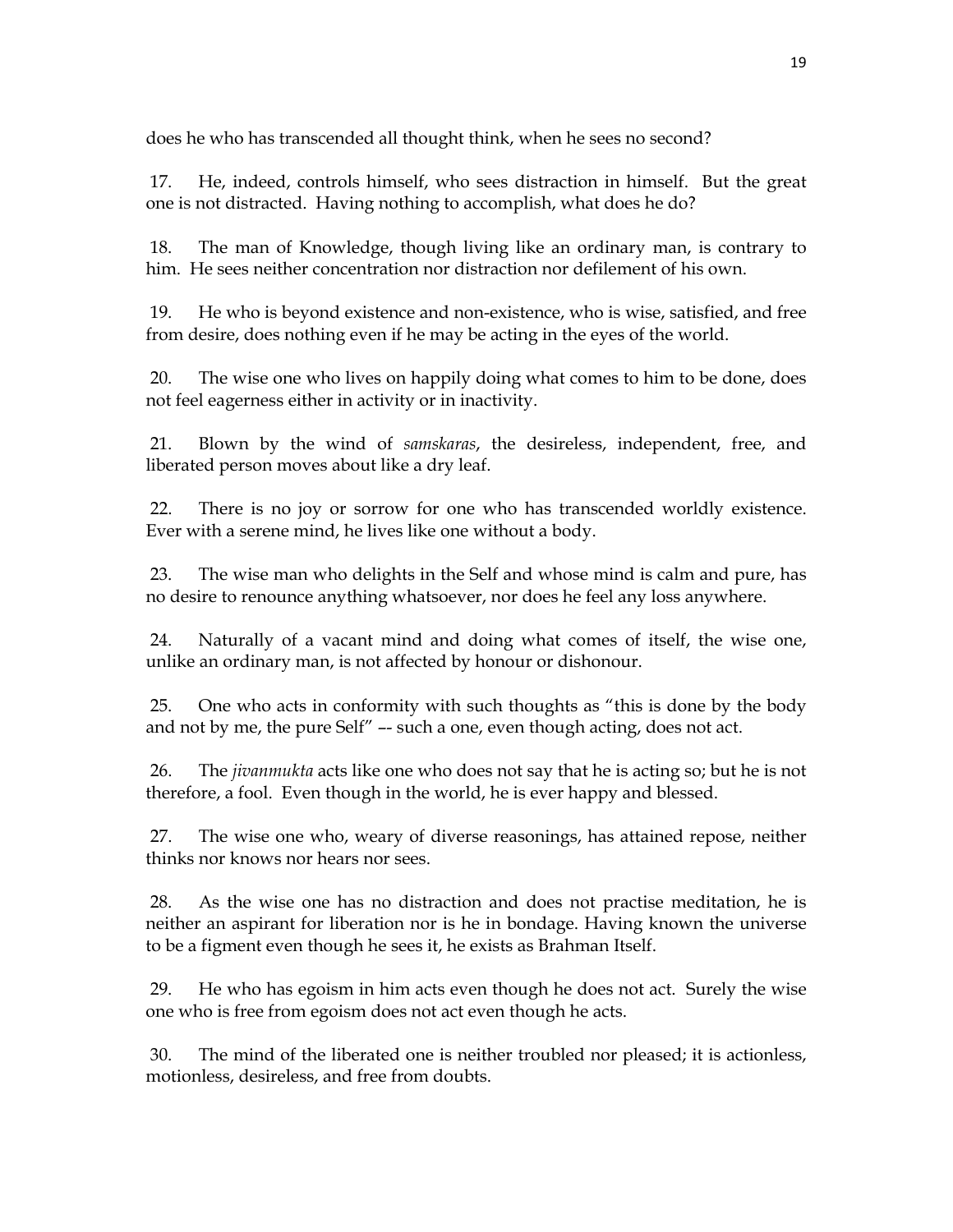does he who has transcended all thought think, when he sees no second?

17. He, indeed, controls himself, who sees distraction in himself. But the great one is not distracted. Having nothing to accomplish, what does he do?

18. The man of Knowledge, though living like an ordinary man, is contrary to him. He sees neither concentration nor distraction nor defilement of his own.

19. He who is beyond existence and non-existence, who is wise, satisfied, and free from desire, does nothing even if he may be acting in the eyes of the world.

20. The wise one who lives on happily doing what comes to him to be done, does not feel eagerness either in activity or in inactivity.

21. Blown by the wind of *samskaras*, the desireless, independent, free, and liberated person moves about like a dry leaf.

22. There is no joy or sorrow for one who has transcended worldly existence. Ever with a serene mind, he lives like one without a body.

23. The wise man who delights in the Self and whose mind is calm and pure, has no desire to renounce anything whatsoever, nor does he feel any loss anywhere.

24. Naturally of a vacant mind and doing what comes of itself, the wise one, unlike an ordinary man, is not affected by honour or dishonour.

25. One who acts in conformity with such thoughts as "this is done by the body and not by me, the pure Self" –- such a one, even though acting, does not act.

26. The *jivanmukta* acts like one who does not say that he is acting so; but he is not therefore, a fool. Even though in the world, he is ever happy and blessed.

27. The wise one who, weary of diverse reasonings, has attained repose, neither thinks nor knows nor hears nor sees.

28. As the wise one has no distraction and does not practise meditation, he is neither an aspirant for liberation nor is he in bondage. Having known the universe to be a figment even though he sees it, he exists as Brahman Itself.

29. He who has egoism in him acts even though he does not act. Surely the wise one who is free from egoism does not act even though he acts.

30. The mind of the liberated one is neither troubled nor pleased; it is actionless, motionless, desireless, and free from doubts.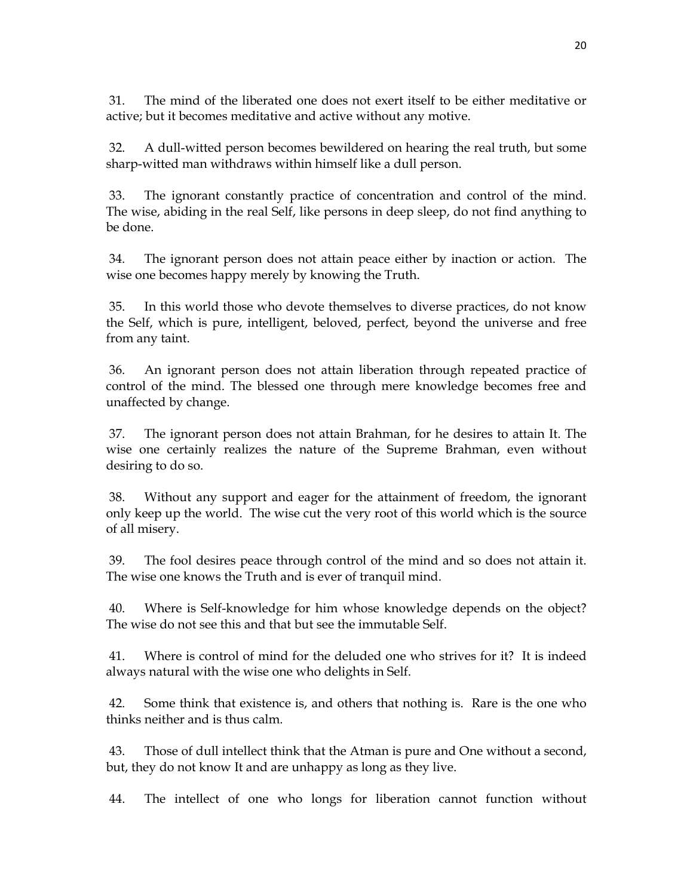31. The mind of the liberated one does not exert itself to be either meditative or active; but it becomes meditative and active without any motive.

32. A dull-witted person becomes bewildered on hearing the real truth, but some sharp-witted man withdraws within himself like a dull person.

33. The ignorant constantly practice of concentration and control of the mind. The wise, abiding in the real Self, like persons in deep sleep, do not find anything to be done.

34. The ignorant person does not attain peace either by inaction or action. The wise one becomes happy merely by knowing the Truth.

35. In this world those who devote themselves to diverse practices, do not know the Self, which is pure, intelligent, beloved, perfect, beyond the universe and free from any taint.

36. An ignorant person does not attain liberation through repeated practice of control of the mind. The blessed one through mere knowledge becomes free and unaffected by change.

37. The ignorant person does not attain Brahman, for he desires to attain It. The wise one certainly realizes the nature of the Supreme Brahman, even without desiring to do so.

38. Without any support and eager for the attainment of freedom, the ignorant only keep up the world. The wise cut the very root of this world which is the source of all misery.

39. The fool desires peace through control of the mind and so does not attain it. The wise one knows the Truth and is ever of tranquil mind.

40. Where is Self-knowledge for him whose knowledge depends on the object? The wise do not see this and that but see the immutable Self.

41. Where is control of mind for the deluded one who strives for it? It is indeed always natural with the wise one who delights in Self.

42. Some think that existence is, and others that nothing is. Rare is the one who thinks neither and is thus calm.

43. Those of dull intellect think that the Atman is pure and One without a second, but, they do not know It and are unhappy as long as they live.

44. The intellect of one who longs for liberation cannot function without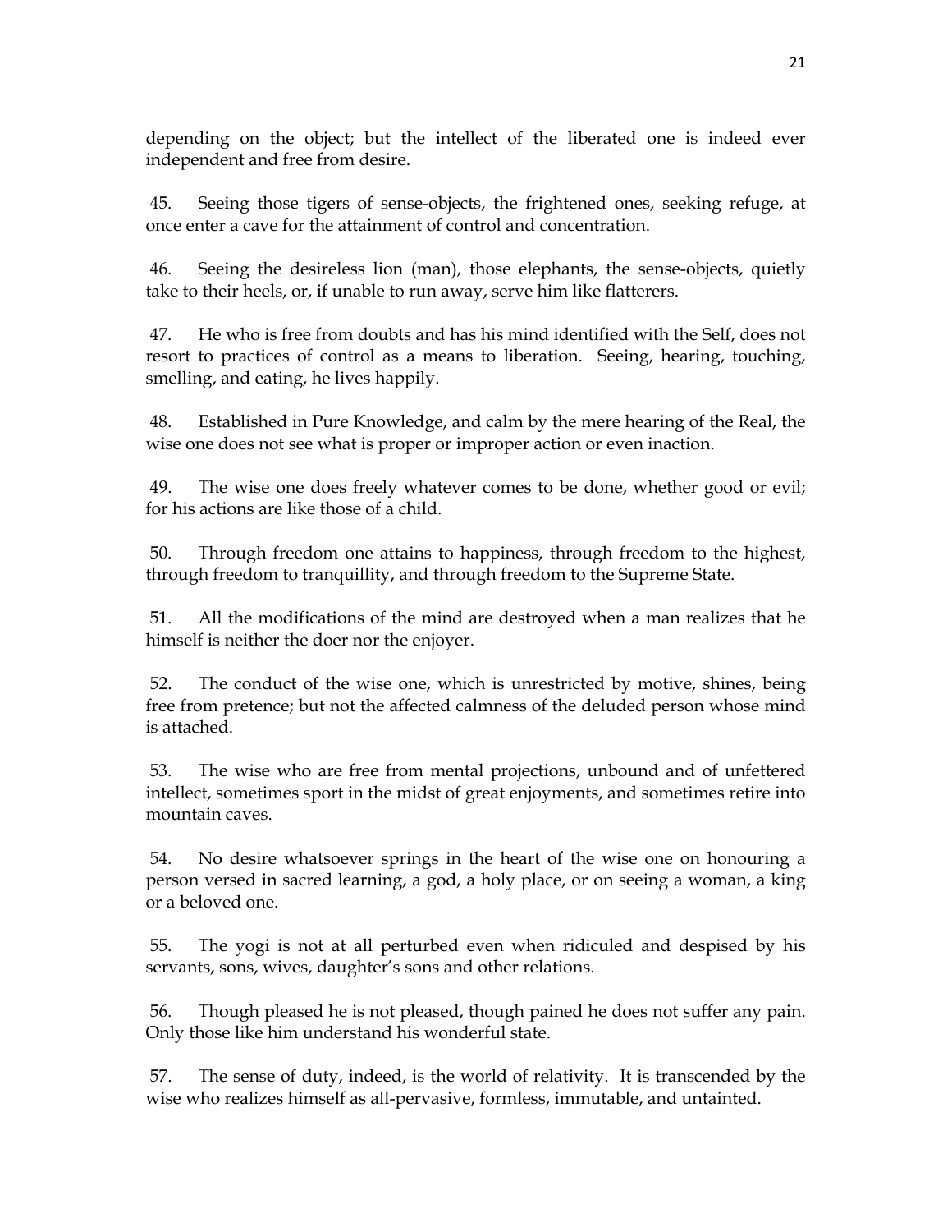depending on the object; but the intellect of the liberated one is indeed ever independent and free from desire.

45. Seeing those tigers of sense-objects, the frightened ones, seeking refuge, at once enter a cave for the attainment of control and concentration.

46. Seeing the desireless lion (man), those elephants, the sense-objects, quietly take to their heels, or, if unable to run away, serve him like flatterers.

47. He who is free from doubts and has his mind identified with the Self, does not resort to practices of control as a means to liberation. Seeing, hearing, touching, smelling, and eating, he lives happily.

48. Established in Pure Knowledge, and calm by the mere hearing of the Real, the wise one does not see what is proper or improper action or even inaction.

49. The wise one does freely whatever comes to be done, whether good or evil; for his actions are like those of a child.

50. Through freedom one attains to happiness, through freedom to the highest, through freedom to tranquillity, and through freedom to the Supreme State.

51. All the modifications of the mind are destroyed when a man realizes that he himself is neither the doer nor the enjoyer.

52. The conduct of the wise one, which is unrestricted by motive, shines, being free from pretence; but not the affected calmness of the deluded person whose mind is attached.

53. The wise who are free from mental projections, unbound and of unfettered intellect, sometimes sport in the midst of great enjoyments, and sometimes retire into mountain caves.

54. No desire whatsoever springs in the heart of the wise one on honouring a person versed in sacred learning, a god, a holy place, or on seeing a woman, a king or a beloved one.

55. The yogi is not at all perturbed even when ridiculed and despised by his servants, sons, wives, daughter's sons and other relations.

56. Though pleased he is not pleased, though pained he does not suffer any pain. Only those like him understand his wonderful state.

57. The sense of duty, indeed, is the world of relativity. It is transcended by the wise who realizes himself as all-pervasive, formless, immutable, and untainted.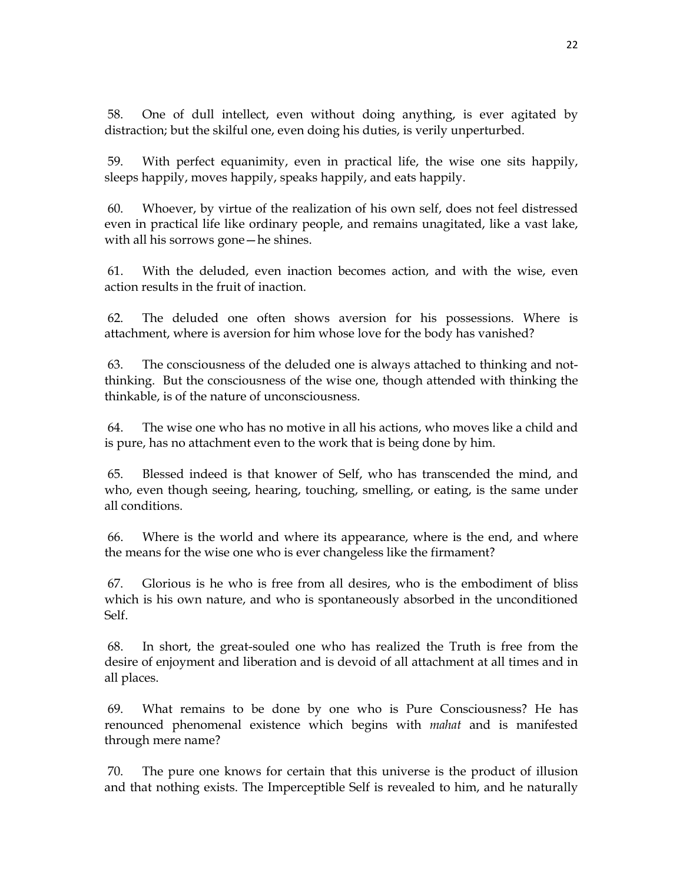58. One of dull intellect, even without doing anything, is ever agitated by distraction; but the skilful one, even doing his duties, is verily unperturbed.

59. With perfect equanimity, even in practical life, the wise one sits happily, sleeps happily, moves happily, speaks happily, and eats happily.

60. Whoever, by virtue of the realization of his own self, does not feel distressed even in practical life like ordinary people, and remains unagitated, like a vast lake, with all his sorrows gone—he shines.

61. With the deluded, even inaction becomes action, and with the wise, even action results in the fruit of inaction.

62. The deluded one often shows aversion for his possessions. Where is attachment, where is aversion for him whose love for the body has vanished?

63. The consciousness of the deluded one is always attached to thinking and not-thinking. But the consciousness of the wise one, though attended with thinking the thinkable, is of the nature of unconsciousness.

64. The wise one who has no motive in all his actions, who moves like a child and is pure, has no attachment even to the work that is being done by him.

65. Blessed indeed is that knower of Self, who has transcended the mind, and who, even though seeing, hearing, touching, smelling, or eating, is the same under all conditions.

66. Where is the world and where its appearance, where is the end, and where the means for the wise one who is ever changeless like the firmament?

67. Glorious is he who is free from all desires, who is the embodiment of bliss which is his own nature, and who is spontaneously absorbed in the unconditioned Self.

68. In short, the great-souled one who has realized the Truth is free from the desire of enjoyment and liberation and is devoid of all attachment at all times and in all places.

69. What remains to be done by one who is Pure Consciousness? He has renounced phenomenal existence which begins with *mahat* and is manifested through mere name?

70. The pure one knows for certain that this universe is the product of illusion and that nothing exists. The Imperceptible Self is revealed to him, and he naturally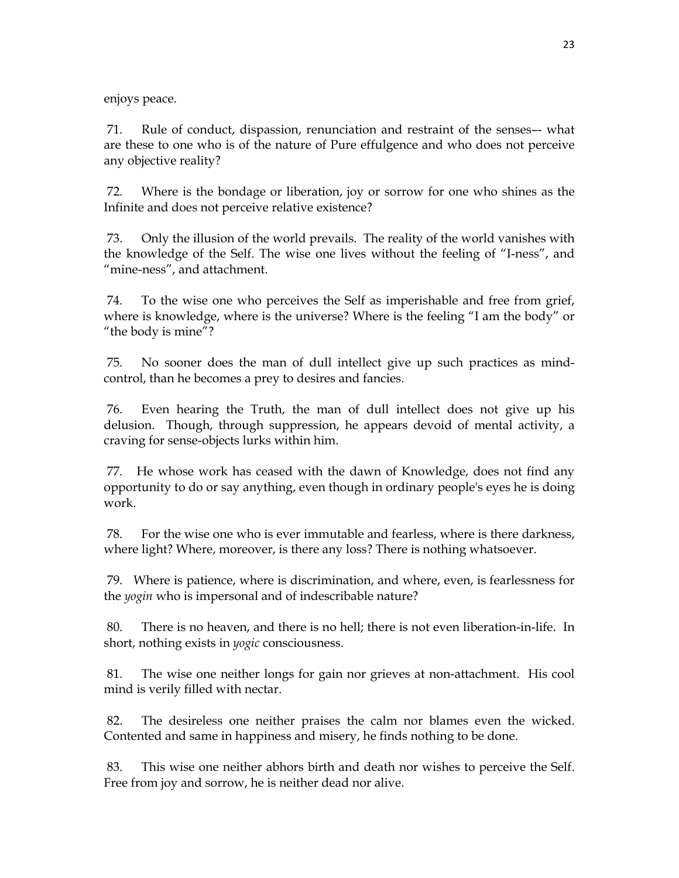enjoys peace.

71. Rule of conduct, dispassion, renunciation and restraint of the senses–- what are these to one who is of the nature of Pure effulgence and who does not perceive any objective reality?

72. Where is the bondage or liberation, joy or sorrow for one who shines as the Infinite and does not perceive relative existence?

73. Only the illusion of the world prevails. The reality of the world vanishes with the knowledge of the Self. The wise one lives without the feeling of "I-ness", and "mine-ness", and attachment.

74. To the wise one who perceives the Self as imperishable and free from grief, where is knowledge, where is the universe? Where is the feeling "I am the body" or "the body is mine"?

75. No sooner does the man of dull intellect give up such practices as mind-control, than he becomes a prey to desires and fancies.

76. Even hearing the Truth, the man of dull intellect does not give up his delusion. Though, through suppression, he appears devoid of mental activity, a craving for sense-objects lurks within him.

77. He whose work has ceased with the dawn of Knowledge, does not find any opportunity to do or say anything, even though in ordinary people's eyes he is doing work.

78. For the wise one who is ever immutable and fearless, where is there darkness, where light? Where, moreover, is there any loss? There is nothing whatsoever.

79. Where is patience, where is discrimination, and where, even, is fearlessness for the *yogin* who is impersonal and of indescribable nature?

80. There is no heaven, and there is no hell; there is not even liberation-in-life. In short, nothing exists in *yogic* consciousness.

81. The wise one neither longs for gain nor grieves at non-attachment. His cool mind is verily filled with nectar.

82. The desireless one neither praises the calm nor blames even the wicked. Contented and same in happiness and misery, he finds nothing to be done.

83. This wise one neither abhors birth and death nor wishes to perceive the Self. Free from joy and sorrow, he is neither dead nor alive.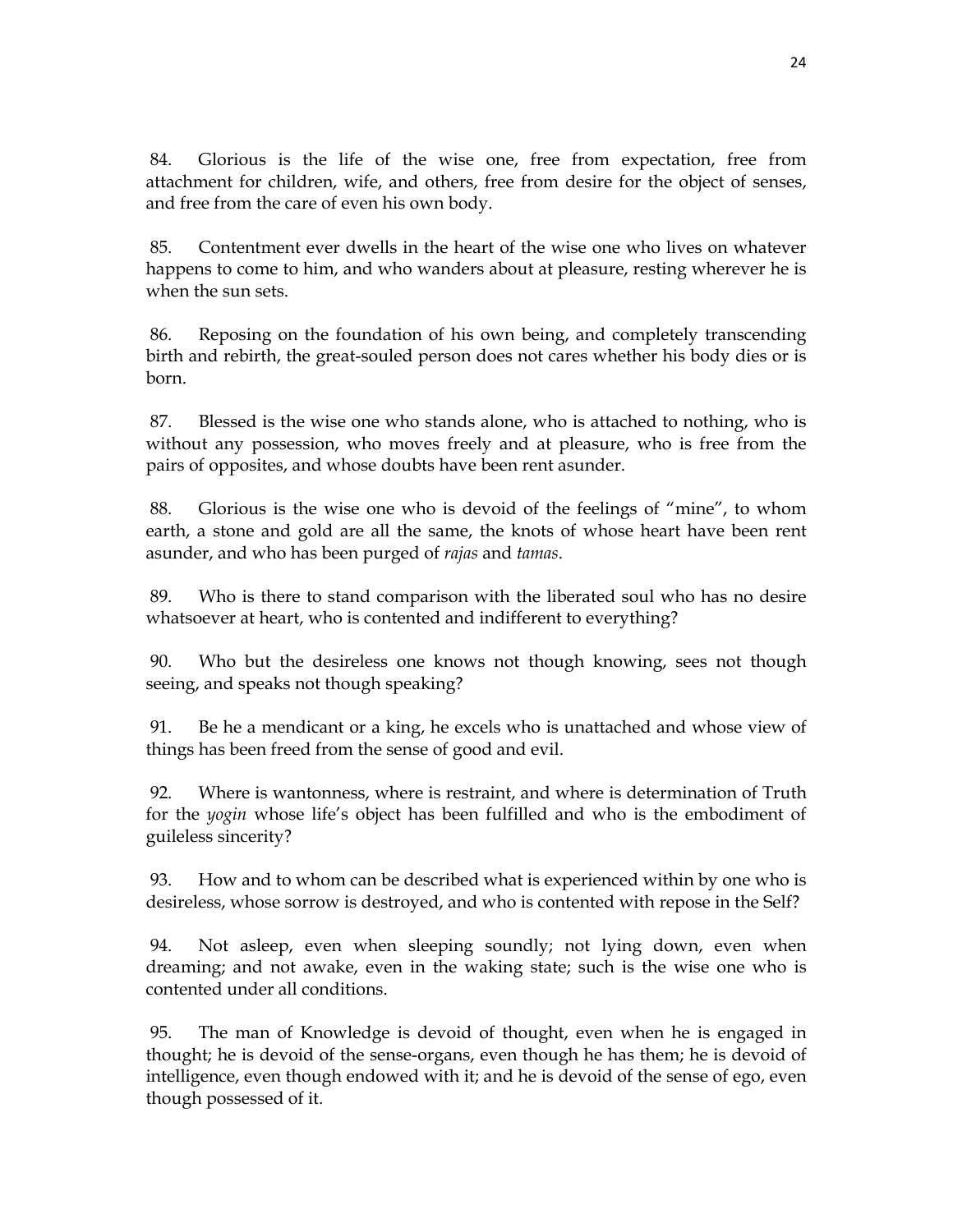84. Glorious is the life of the wise one, free from expectation, free from attachment for children, wife, and others, free from desire for the object of senses, and free from the care of even his own body.

85. Contentment ever dwells in the heart of the wise one who lives on whatever happens to come to him, and who wanders about at pleasure, resting wherever he is when the sun sets.

86. Reposing on the foundation of his own being, and completely transcending birth and rebirth, the great-souled person does not cares whether his body dies or is born.

87. Blessed is the wise one who stands alone, who is attached to nothing, who is without any possession, who moves freely and at pleasure, who is free from the pairs of opposites, and whose doubts have been rent asunder.

88. Glorious is the wise one who is devoid of the feelings of "mine", to whom earth, a stone and gold are all the same, the knots of whose heart have been rent asunder, and who has been purged of *rajas* and *tamas*.

89. Who is there to stand comparison with the liberated soul who has no desire whatsoever at heart, who is contented and indifferent to everything?

90. Who but the desireless one knows not though knowing, sees not though seeing, and speaks not though speaking?

91. Be he a mendicant or a king, he excels who is unattached and whose view of things has been freed from the sense of good and evil.

92. Where is wantonness, where is restraint, and where is determination of Truth for the *yogin* whose life's object has been fulfilled and who is the embodiment of guileless sincerity?

93. How and to whom can be described what is experienced within by one who is desireless, whose sorrow is destroyed, and who is contented with repose in the Self?

94. Not asleep, even when sleeping soundly; not lying down, even when dreaming; and not awake, even in the waking state; such is the wise one who is contented under all conditions.

95. The man of Knowledge is devoid of thought, even when he is engaged in thought; he is devoid of the sense-organs, even though he has them; he is devoid of intelligence, even though endowed with it; and he is devoid of the sense of ego, even though possessed of it.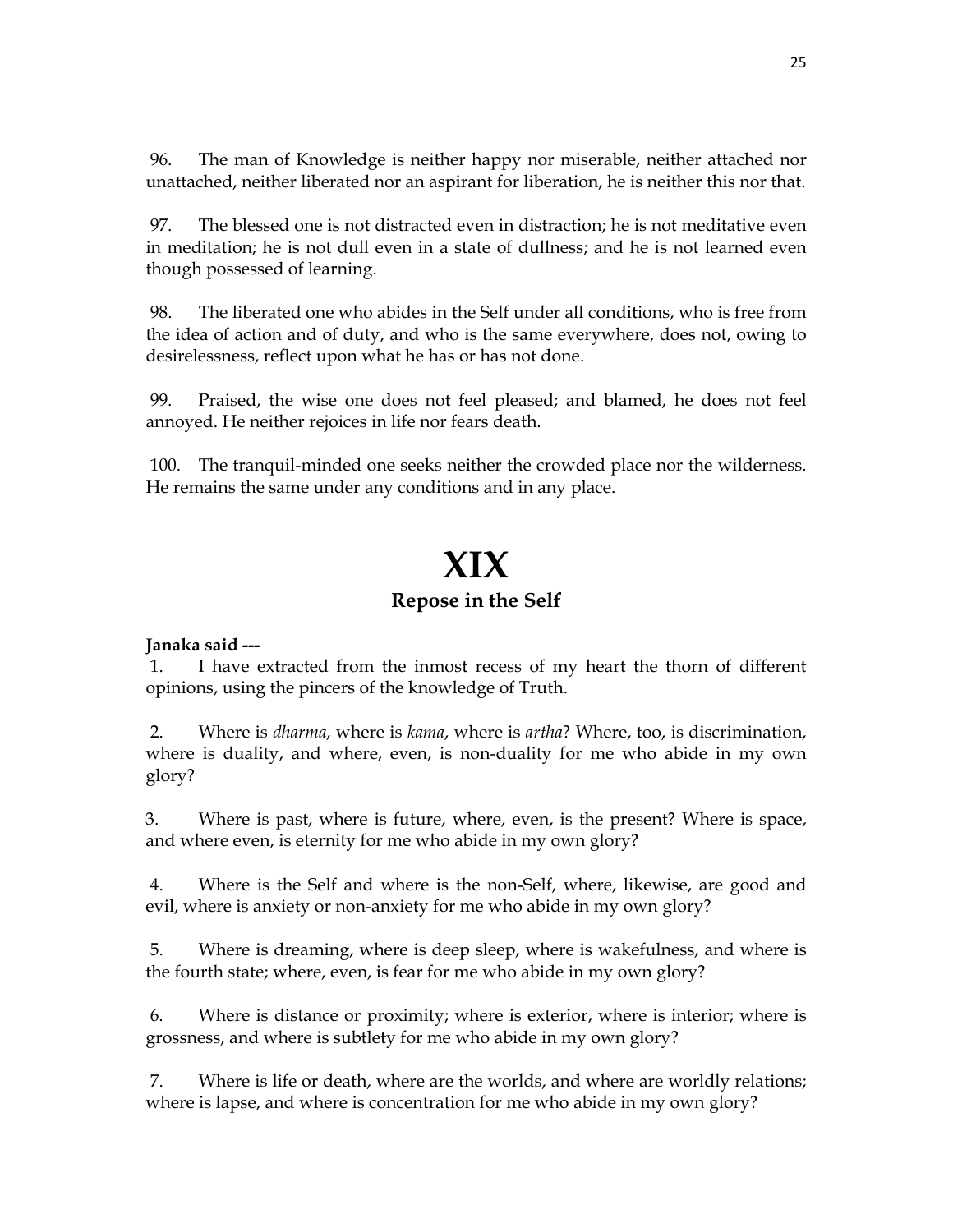96. The man of Knowledge is neither happy nor miserable, neither attached nor unattached, neither liberated nor an aspirant for liberation, he is neither this nor that.

97. The blessed one is not distracted even in distraction; he is not meditative even in meditation; he is not dull even in a state of dullness; and he is not learned even though possessed of learning.

98. The liberated one who abides in the Self under all conditions, who is free from the idea of action and of duty, and who is the same everywhere, does not, owing to desirelessness, reflect upon what he has or has not done.

99. Praised, the wise one does not feel pleased; and blamed, he does not feel annoyed. He neither rejoices in life nor fears death.

100. The tranquil-minded one seeks neither the crowded place nor the wilderness. He remains the same under any conditions and in any place.

# XIX

## Repose in the Self

**Janaka said ---**

1. I have extracted from the inmost recess of my heart the thorn of different opinions, using the pincers of the knowledge of Truth.

2. Where is *dharma*, where is *kama*, where is *artha*? Where, too, is discrimination, where is duality, and where, even, is non-duality for me who abide in my own glory?

3. Where is past, where is future, where, even, is the present? Where is space, and where even, is eternity for me who abide in my own glory?

4. Where is the Self and where is the non-Self, where, likewise, are good and evil, where is anxiety or non-anxiety for me who abide in my own glory?

5. Where is dreaming, where is deep sleep, where is wakefulness, and where is the fourth state; where, even, is fear for me who abide in my own glory?

6. Where is distance or proximity; where is exterior, where is interior; where is grossness, and where is subtlety for me who abide in my own glory?

7. Where is life or death, where are the worlds, and where are worldly relations; where is lapse, and where is concentration for me who abide in my own glory?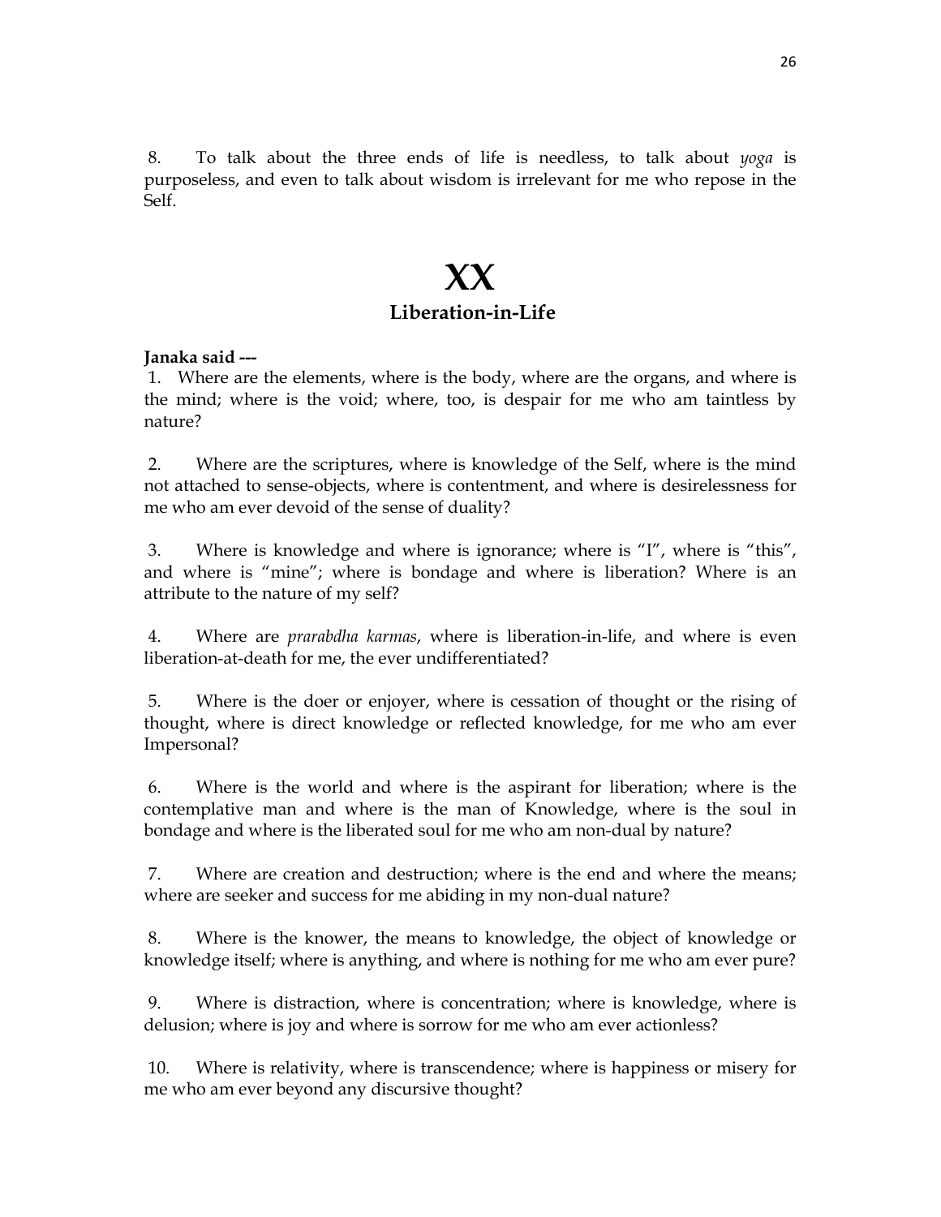8. To talk about the three ends of life is needless, to talk about *yoga* is purposeless, and even to talk about wisdom is irrelevant for me who repose in the Self.

# XX

## Liberation-in-Life

**Janaka said ---**

1. Where are the elements, where is the body, where are the organs, and where is the mind; where is the void; where, too, is despair for me who am taintless by nature?

2. Where are the scriptures, where is knowledge of the Self, where is the mind not attached to sense-objects, where is contentment, and where is desirelessness for me who am ever devoid of the sense of duality?

3. Where is knowledge and where is ignorance; where is "I", where is "this", and where is "mine"; where is bondage and where is liberation? Where is an attribute to the nature of my self?

4. Where are *prarabdha karmas*, where is liberation-in-life, and where is even liberation-at-death for me, the ever undifferentiated?

5. Where is the doer or enjoyer, where is cessation of thought or the rising of thought, where is direct knowledge or reflected knowledge, for me who am ever Impersonal?

6. Where is the world and where is the aspirant for liberation; where is the contemplative man and where is the man of Knowledge, where is the soul in bondage and where is the liberated soul for me who am non-dual by nature?

7. Where are creation and destruction; where is the end and where the means; where are seeker and success for me abiding in my non-dual nature?

8. Where is the knower, the means to knowledge, the object of knowledge or knowledge itself; where is anything, and where is nothing for me who am ever pure?

9. Where is distraction, where is concentration; where is knowledge, where is delusion; where is joy and where is sorrow for me who am ever actionless?

10. Where is relativity, where is transcendence; where is happiness or misery for me who am ever beyond any discursive thought?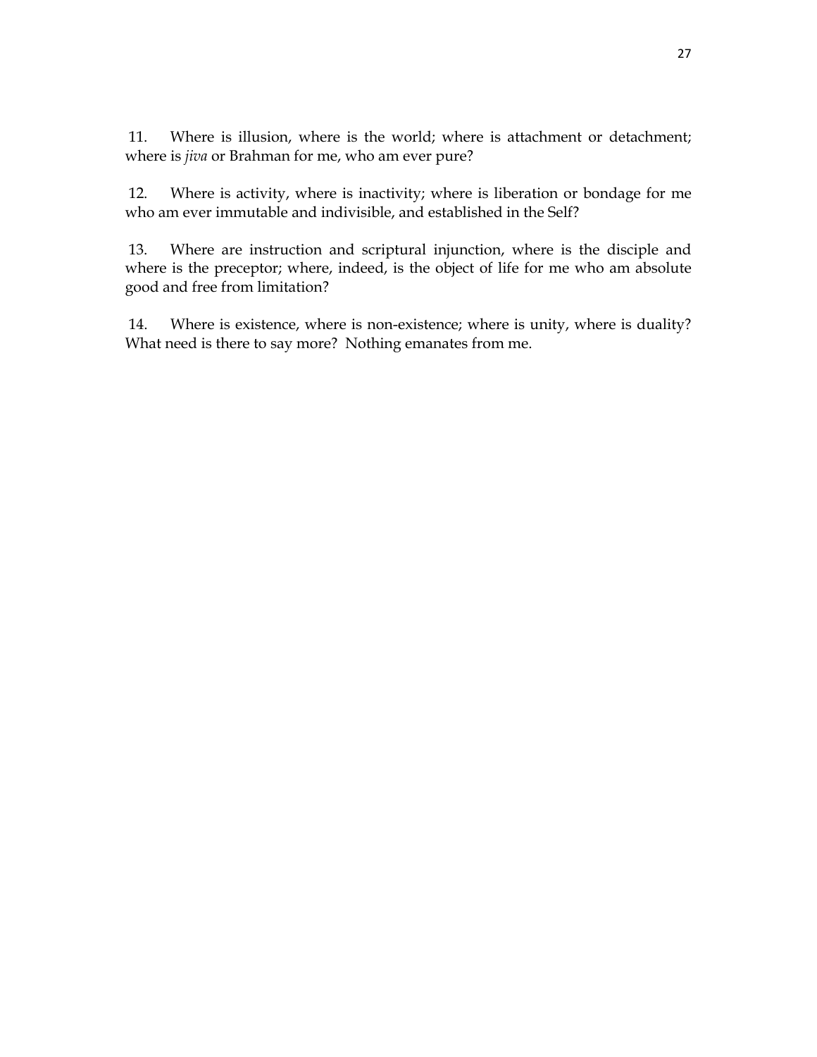11. Where is illusion, where is the world; where is attachment or detachment; where is *jiva* or Brahman for me, who am ever pure?

12. Where is activity, where is inactivity; where is liberation or bondage for me who am ever immutable and indivisible, and established in the Self?

13. Where are instruction and scriptural injunction, where is the disciple and where is the preceptor; where, indeed, is the object of life for me who am absolute good and free from limitation?

14. Where is existence, where is non-existence; where is unity, where is duality? What need is there to say more? Nothing emanates from me.